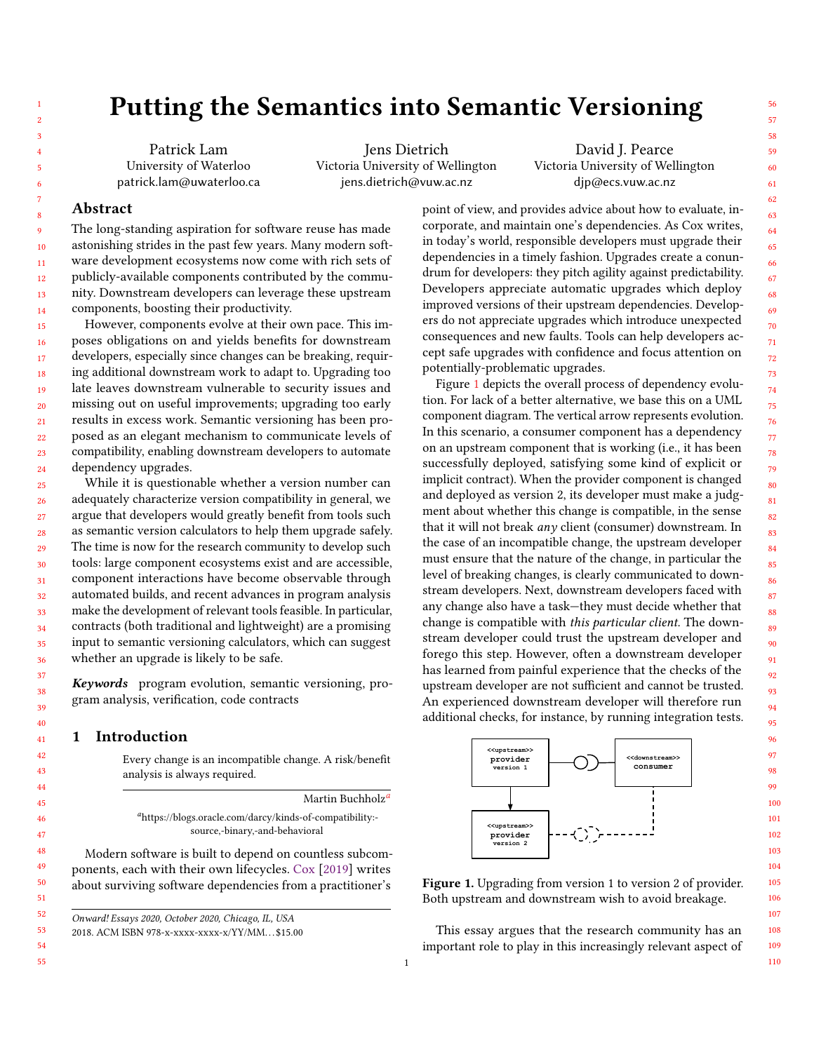# Putting the Semantics into Semantic Versioning

Patrick Lam
University of Waterloo
patrick.lam@uwaterloo.ca

Jens Dietrich
Victoria University of Wellington
jens.dietrich@vuw.ac.nz

David J. Pearce
Victoria University of Wellington
djp@ecs.vuw.ac.nz

## Abstract

The long-standing aspiration for software reuse has made astonishing strides in the past few years. Many modern software development ecosystems now come with rich sets of publicly-available components contributed by the community. Downstream developers can leverage these upstream components, boosting their productivity.

However, components evolve at their own pace. This imposes obligations on and yields benefits for downstream developers, especially since changes can be breaking, requiring additional downstream work to adapt to. Upgrading too late leaves downstream vulnerable to security issues and missing out on useful improvements; upgrading too early results in excess work. Semantic versioning has been proposed as an elegant mechanism to communicate levels of compatibility, enabling downstream developers to automate dependency upgrades.

While it is questionable whether a version number can adequately characterize version compatibility in general, we argue that developers would greatly benefit from tools such as semantic version calculators to help them upgrade safely. The time is now for the research community to develop such tools: large component ecosystems exist and are accessible, component interactions have become observable through automated builds, and recent advances in program analysis make the development of relevant tools feasible. In particular, contracts (both traditional and lightweight) are a promising input to semantic versioning calculators, which can suggest whether an upgrade is likely to be safe.

***Keywords*** program evolution, semantic versioning, program analysis, verification, code contracts

## 1 Introduction

> Every change is an incompatible change. A risk/benefit analysis is always required.
>
> Martin Buchholz[a]
>
> [a]https://blogs.oracle.com/darcy/kinds-of-compatibility:-source,-binary,-and-behavioral

Modern software is built to depend on countless subcomponents, each with their own lifecycles. Cox [2019] writes about surviving software dependencies from a practitioner's point of view, and provides advice about how to evaluate, incorporate, and maintain one's dependencies. As Cox writes, in today's world, responsible developers must upgrade their dependencies in a timely fashion. Upgrades create a conundrum for developers: they pitch agility against predictability. Developers appreciate automatic upgrades which deploy improved versions of their upstream dependencies. Developers do not appreciate upgrades which introduce unexpected consequences and new faults. Tools can help developers accept safe upgrades with confidence and focus attention on potentially-problematic upgrades.

Figure 1 depicts the overall process of dependency evolution. For lack of a better alternative, we base this on a UML component diagram. The vertical arrow represents evolution. In this scenario, a consumer component has a dependency on an upstream component that is working (i.e., it has been successfully deployed, satisfying some kind of explicit or implicit contract). When the provider component is changed and deployed as version 2, its developer must make a judgment about whether this change is compatible, in the sense that it will not break *any* client (consumer) downstream. In the case of an incompatible change, the upstream developer must ensure that the nature of the change, in particular the level of breaking changes, is clearly communicated to downstream developers. Next, downstream developers faced with any change also have a task—they must decide whether that change is compatible with *this particular client*. The downstream developer could trust the upstream developer and forego this step. However, often a downstream developer has learned from painful experience that the checks of the upstream developer are not sufficient and cannot be trusted. An experienced downstream developer will therefore run additional checks, for instance, by running integration tests.

Figure 1. Upgrading from version 1 to version 2 of provider. Both upstream and downstream wish to avoid breakage.

This essay argues that the research community has an important role to play in this increasingly relevant aspect of

Onward! Essays 2020, October 2020, Chicago, IL, USA
2018. ACM ISBN 978-x-xxxx-xxxx-x/YY/MM...$15.00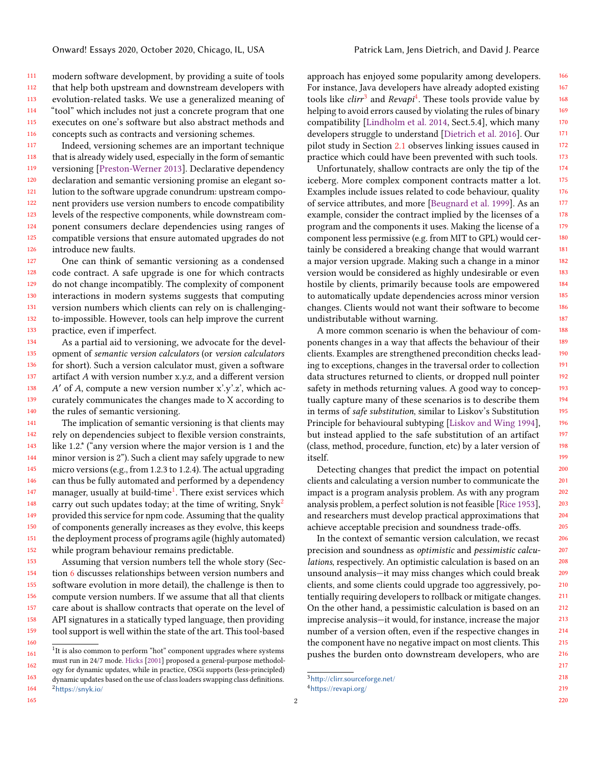modern software development, by providing a suite of tools that help both upstream and downstream developers with evolution-related tasks. We use a generalized meaning of "tool" which includes not just a concrete program that one executes on one's software but also abstract methods and concepts such as contracts and versioning schemes.

Indeed, versioning schemes are an important technique that is already widely used, especially in the form of semantic versioning [Preston-Werner 2013]. Declarative dependency declaration and semantic versioning promise an elegant solution to the software upgrade conundrum: upstream component providers use version numbers to encode compatibility levels of the respective components, while downstream component consumers declare dependencies using ranges of compatible versions that ensure automated upgrades do not introduce new faults.

One can think of semantic versioning as a condensed code contract. A safe upgrade is one for which contracts do not change incompatibly. The complexity of component interactions in modern systems suggests that computing version numbers which clients can rely on is challenging-to-impossible. However, tools can help improve the current practice, even if imperfect.

As a partial aid to versioning, we advocate for the development of *semantic version calculators* (or *version calculators* for short). Such a version calculator must, given a software artifact $A$ with version number x.y.z, and a different version $A'$ of $A$, compute a new version number x'.y'.z', which accurately communicates the changes made to X according to the rules of semantic versioning.

The implication of semantic versioning is that clients may rely on dependencies subject to flexible version constraints, like 1.2.* ("any version where the major version is 1 and the minor version is 2"). Such a client may safely upgrade to new micro versions (e.g., from 1.2.3 to 1.2.4). The actual upgrading can thus be fully automated and performed by a dependency manager, usually at build-time[1]. There exist services which carry out such updates today; at the time of writing, Snyk[2] provided this service for npm code. Assuming that the quality of components generally increases as they evolve, this keeps the deployment process of programs agile (highly automated) while program behaviour remains predictable.

Assuming that version numbers tell the whole story (Section 6 discusses relationships between version numbers and software evolution in more detail), the challenge is then to compute version numbers. If we assume that all that clients care about is shallow contracts that operate on the level of API signatures in a statically typed language, then providing tool support is well within the state of the art. This tool-based approach has enjoyed some popularity among developers. For instance, Java developers have already adopted existing tools like *clirr*[3] and *Revapi*[4]. These tools provide value by helping to avoid errors caused by violating the rules of binary compatibility [Lindholm et al. 2014, Sect.5.4], which many developers struggle to understand [Dietrich et al. 2016]. Our pilot study in Section 2.1 observes linking issues caused in practice which could have been prevented with such tools.

Unfortunately, shallow contracts are only the tip of the iceberg. More complex component contracts matter a lot. Examples include issues related to code behaviour, quality of service attributes, and more [Beugnard et al. 1999]. As an example, consider the contract implied by the licenses of a program and the components it uses. Making the license of a component less permissive (e.g. from MIT to GPL) would certainly be considered a breaking change that would warrant a major version upgrade. Making such a change in a minor version would be considered as highly undesirable or even hostile by clients, primarily because tools are empowered to automatically update dependencies across minor version changes. Clients would not want their software to become undistributable without warning.

A more common scenario is when the behaviour of components changes in a way that affects the behaviour of their clients. Examples are strengthened precondition checks leading to exceptions, changes in the traversal order to collection data structures returned to clients, or dropped null pointer safety in methods returning values. A good way to conceptually capture many of these scenarios is to describe them in terms of *safe substitution*, similar to Liskov's Substitution Principle for behavioural subtyping [Liskov and Wing 1994], but instead applied to the safe substitution of an artifact (class, method, procedure, function, etc) by a later version of itself.

Detecting changes that predict the impact on potential clients and calculating a version number to communicate the impact is a program analysis problem. As with any program analysis problem, a perfect solution is not feasible [Rice 1953], and researchers must develop practical approximations that achieve acceptable precision and soundness trade-offs.

In the context of semantic version calculation, we recast precision and soundness as *optimistic* and *pessimistic calculations*, respectively. An optimistic calculation is based on an unsound analysis—it may miss changes which could break clients, and some clients could upgrade too aggressively, potentially requiring developers to rollback or mitigate changes. On the other hand, a pessimistic calculation is based on an imprecise analysis—it would, for instance, increase the major number of a version often, even if the respective changes in the component have no negative impact on most clients. This pushes the burden onto downstream developers, who are

---

[1] It is also common to perform "hot" component upgrades where systems must run in 24/7 mode. Hicks [2001] proposed a general-purpose methodology for dynamic updates, while in practice, OSGi supports (less-principled) dynamic updates based on the use of class loaders swapping class definitions.

[2] https://snyk.io/

[3] http://clirr.sourceforge.net/

[4] https://revapi.org/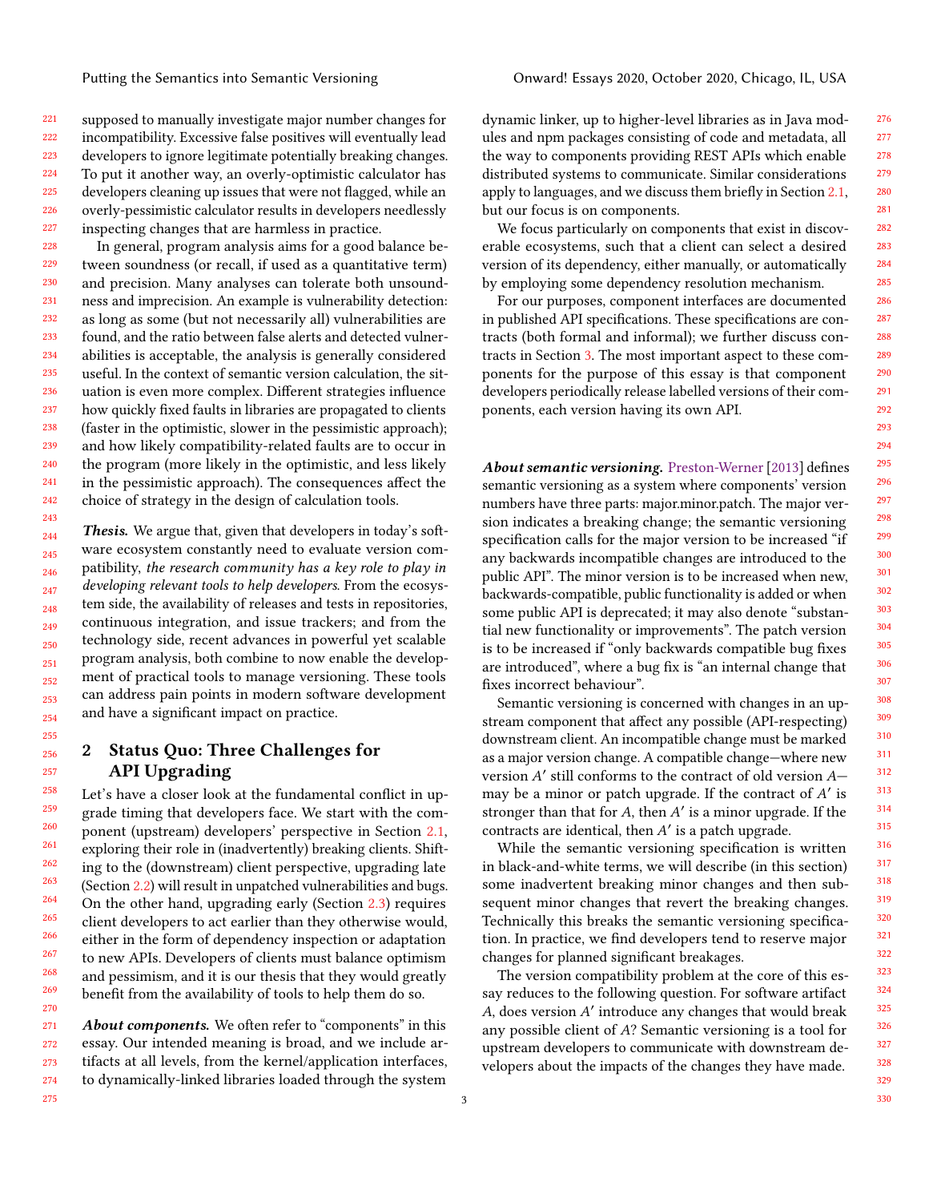supposed to manually investigate major number changes for incompatibility. Excessive false positives will eventually lead developers to ignore legitimate potentially breaking changes. To put it another way, an overly-optimistic calculator has developers cleaning up issues that were not flagged, while an overly-pessimistic calculator results in developers needlessly inspecting changes that are harmless in practice.

In general, program analysis aims for a good balance between soundness (or recall, if used as a quantitative term) and precision. Many analyses can tolerate both unsoundness and imprecision. An example is vulnerability detection: as long as some (but not necessarily all) vulnerabilities are found, and the ratio between false alerts and detected vulnerabilities is acceptable, the analysis is generally considered useful. In the context of semantic version calculation, the situation is even more complex. Different strategies influence how quickly fixed faults in libraries are propagated to clients (faster in the optimistic, slower in the pessimistic approach); and how likely compatibility-related faults are to occur in the program (more likely in the optimistic, and less likely in the pessimistic approach). The consequences affect the choice of strategy in the design of calculation tools.

***Thesis.*** We argue that, given that developers in today's software ecosystem constantly need to evaluate version compatibility, *the research community has a key role to play in developing relevant tools to help developers*. From the ecosystem side, the availability of releases and tests in repositories, continuous integration, and issue trackers; and from the technology side, recent advances in powerful yet scalable program analysis, both combine to now enable the development of practical tools to manage versioning. These tools can address pain points in modern software development and have a significant impact on practice.

## 2 Status Quo: Three Challenges for API Upgrading

Let's have a closer look at the fundamental conflict in upgrade timing that developers face. We start with the component (upstream) developers' perspective in Section 2.1, exploring their role in (inadvertently) breaking clients. Shifting to the (downstream) client perspective, upgrading late (Section 2.2) will result in unpatched vulnerabilities and bugs. On the other hand, upgrading early (Section 2.3) requires client developers to act earlier than they otherwise would, either in the form of dependency inspection or adaptation to new APIs. Developers of clients must balance optimism and pessimism, and it is our thesis that they would greatly benefit from the availability of tools to help them do so.

***About components.*** We often refer to "components" in this essay. Our intended meaning is broad, and we include artifacts at all levels, from the kernel/application interfaces, to dynamically-linked libraries loaded through the system dynamic linker, up to higher-level libraries as in Java modules and npm packages consisting of code and metadata, all the way to components providing REST APIs which enable distributed systems to communicate. Similar considerations apply to languages, and we discuss them briefly in Section 2.1, but our focus is on components.

We focus particularly on components that exist in discoverable ecosystems, such that a client can select a desired version of its dependency, either manually, or automatically by employing some dependency resolution mechanism.

For our purposes, component interfaces are documented in published API specifications. These specifications are contracts (both formal and informal); we further discuss contracts in Section 3. The most important aspect to these components for the purpose of this essay is that component developers periodically release labelled versions of their components, each version having its own API.

***About semantic versioning.*** Preston-Werner [2013] defines semantic versioning as a system where components' version numbers have three parts: major.minor.patch. The major version indicates a breaking change; the semantic versioning specification calls for the major version to be increased "if any backwards incompatible changes are introduced to the public API". The minor version is to be increased when new, backwards-compatible, public functionality is added or when some public API is deprecated; it may also denote "substantial new functionality or improvements". The patch version is to be increased if "only backwards compatible bug fixes are introduced", where a bug fix is "an internal change that fixes incorrect behaviour".

Semantic versioning is concerned with changes in an upstream component that affect any possible (API-respecting) downstream client. An incompatible change must be marked as a major version change. A compatible change—where new version $A'$ still conforms to the contract of old version $A$—may be a minor or patch upgrade. If the contract of $A'$ is stronger than that for $A$, then $A'$ is a minor upgrade. If the contracts are identical, then $A'$ is a patch upgrade.

While the semantic versioning specification is written in black-and-white terms, we will describe (in this section) some inadvertent breaking minor changes and then subsequent minor changes that revert the breaking changes. Technically this breaks the semantic versioning specification. In practice, we find developers tend to reserve major changes for planned significant breakages.

The version compatibility problem at the core of this essay reduces to the following question. For software artifact $A$, does version $A'$ introduce any changes that would break any possible client of $A$? Semantic versioning is a tool for upstream developers to communicate with downstream developers about the impacts of the changes they have made.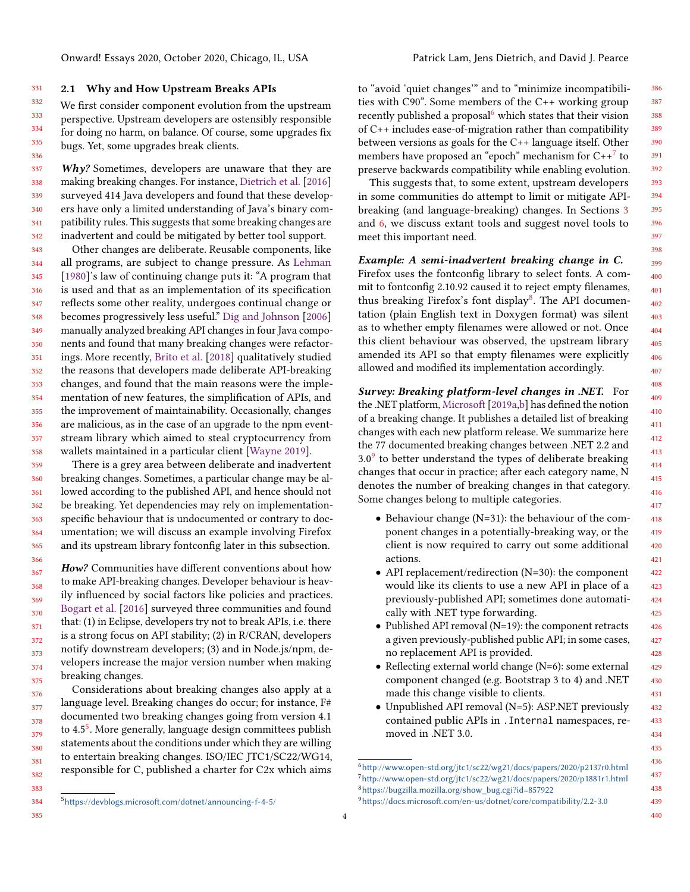### 2.1 Why and How Upstream Breaks APIs

We first consider component evolution from the upstream perspective. Upstream developers are ostensibly responsible for doing no harm, on balance. Of course, some upgrades fix bugs. Yet, some upgrades break clients.

***Why?*** Sometimes, developers are unaware that they are making breaking changes. For instance, Dietrich et al. [2016] surveyed 414 Java developers and found that these developers have only a limited understanding of Java's binary compatibility rules. This suggests that some breaking changes are inadvertent and could be mitigated by better tool support.

Other changes are deliberate. Reusable components, like all programs, are subject to change pressure. As Lehman [1980]'s law of continuing change puts it: "A program that is used and that as an implementation of its specification reflects some other reality, undergoes continual change or becomes progressively less useful." Dig and Johnson [2006] manually analyzed breaking API changes in four Java components and found that many breaking changes were refactorings. More recently, Brito et al. [2018] qualitatively studied the reasons that developers made deliberate API-breaking changes, and found that the main reasons were the implementation of new features, the simplification of APIs, and the improvement of maintainability. Occasionally, changes are malicious, as in the case of an upgrade to the npm event-stream library which aimed to steal cryptocurrency from wallets maintained in a particular client [Wayne 2019].

There is a grey area between deliberate and inadvertent breaking changes. Sometimes, a particular change may be allowed according to the published API, and hence should not be breaking. Yet dependencies may rely on implementation-specific behaviour that is undocumented or contrary to documentation; we will discuss an example involving Firefox and its upstream library fontconfig later in this subsection.

***How?*** Communities have different conventions about how to make API-breaking changes. Developer behaviour is heavily influenced by social factors like policies and practices. Bogart et al. [2016] surveyed three communities and found that: (1) in Eclipse, developers try not to break APIs, i.e. there is a strong focus on API stability; (2) in R/CRAN, developers notify downstream developers; (3) and in Node.js/npm, developers increase the major version number when making breaking changes.

Considerations about breaking changes also apply at a language level. Breaking changes do occur; for instance, F# documented two breaking changes going from version 4.1 to 4.5[5]. More generally, language design committees publish statements about the conditions under which they are willing to entertain breaking changes. ISO/IEC JTC1/SC22/WG14, responsible for C, published a charter for C2x which aims to "avoid 'quiet changes'" and to "minimize incompatibilities with C90". Some members of the C++ working group recently published a proposal[6] which states that their vision of C++ includes ease-of-migration rather than compatibility between versions as goals for the C++ language itself. Other members have proposed an "epoch" mechanism for C++[7] to preserve backwards compatibility while enabling evolution.

This suggests that, to some extent, upstream developers in some communities do attempt to limit or mitigate API-breaking (and language-breaking) changes. In Sections 3 and 6, we discuss extant tools and suggest novel tools to meet this important need.

***Example: A semi-inadvertent breaking change in C.*** Firefox uses the fontconfig library to select fonts. A commit to fontconfig 2.10.92 caused it to reject empty filenames, thus breaking Firefox's font display[8]. The API documentation (plain English text in Doxygen format) was silent as to whether empty filenames were allowed or not. Once this client behaviour was observed, the upstream library amended its API so that empty filenames were explicitly allowed and modified its implementation accordingly.

***Survey: Breaking platform-level changes in .NET.*** For the .NET platform, Microsoft [2019a,b] has defined the notion of a breaking change. It publishes a detailed list of breaking changes with each new platform release. We summarize here the 77 documented breaking changes between .NET 2.2 and 3.0[9] to better understand the types of deliberate breaking changes that occur in practice; after each category name, N denotes the number of breaking changes in that category. Some changes belong to multiple categories.

- Behaviour change (N=31): the behaviour of the component changes in a potentially-breaking way, or the client is now required to carry out some additional actions.
- API replacement/redirection (N=30): the component would like its clients to use a new API in place of a previously-published API; sometimes done automatically with .NET type forwarding.
- Published API removal (N=19): the component retracts a given previously-published public API; in some cases, no replacement API is provided.
- Reflecting external world change (N=6): some external component changed (e.g. Bootstrap 3 to 4) and .NET made this change visible to clients.
- Unpublished API removal (N=5): ASP.NET previously contained public APIs in `.Internal` namespaces, removed in .NET 3.0.

---

[5] https://devblogs.microsoft.com/dotnet/announcing-f-4-5/

[6] http://www.open-std.org/jtc1/sc22/wg21/docs/papers/2020/p2137r0.html

[7] http://www.open-std.org/jtc1/sc22/wg21/docs/papers/2020/p1881r1.html

[8] https://bugzilla.mozilla.org/show_bug.cgi?id=857922

[9] https://docs.microsoft.com/en-us/dotnet/core/compatibility/2.2-3.0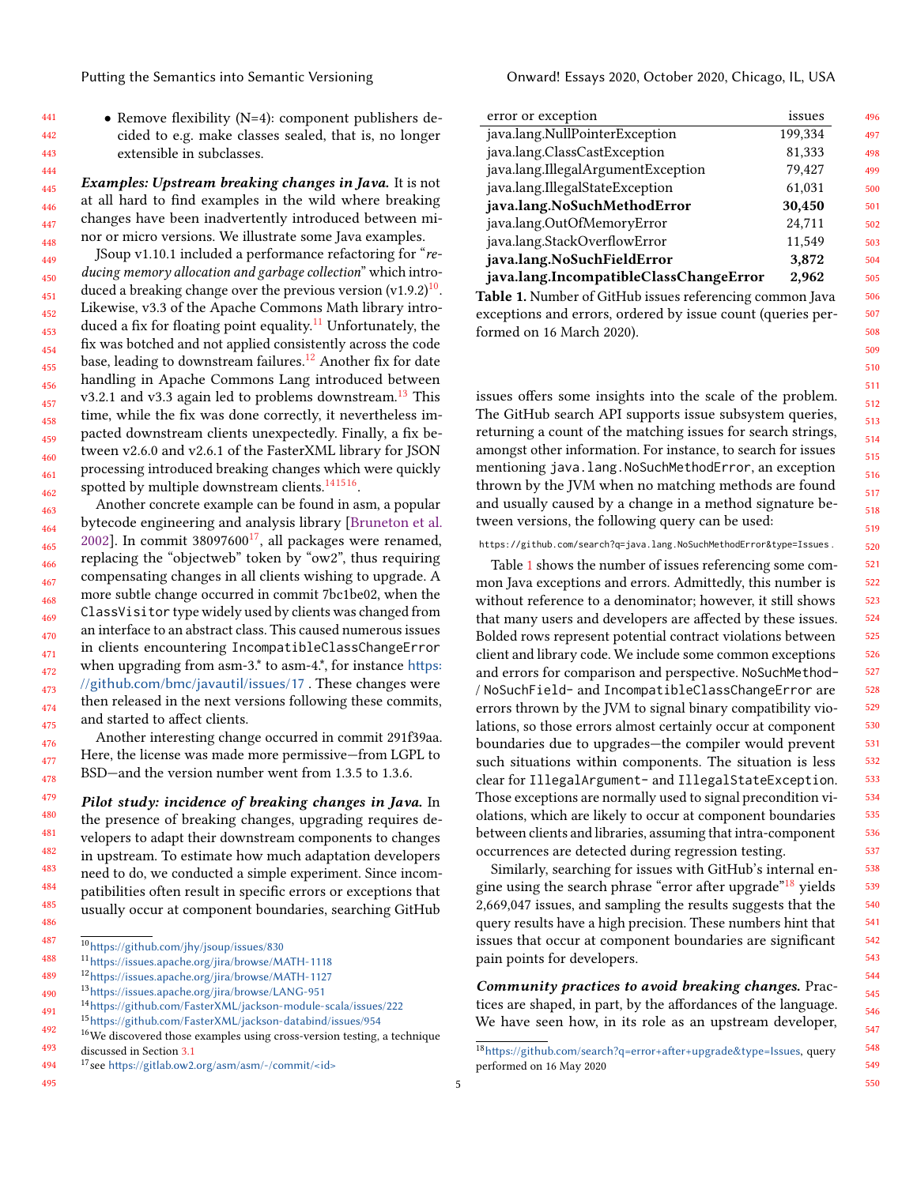- Remove flexibility (N=4): component publishers decided to e.g. make classes sealed, that is, no longer extensible in subclasses.

***Examples: Upstream breaking changes in Java.*** It is not at all hard to find examples in the wild where breaking changes have been inadvertently introduced between minor or micro versions. We illustrate some Java examples.

JSoup v1.10.1 included a performance refactoring for "*reducing memory allocation and garbage collection*" which introduced a breaking change over the previous version (v1.9.2)[10]. Likewise, v3.3 of the Apache Commons Math library introduced a fix for floating point equality.[11] Unfortunately, the fix was botched and not applied consistently across the code base, leading to downstream failures.[12] Another fix for date handling in Apache Commons Lang introduced between v3.2.1 and v3.3 again led to problems downstream.[13] This time, while the fix was done correctly, it nevertheless impacted downstream clients unexpectedly. Finally, a fix between v2.6.0 and v2.6.1 of the FasterXML library for JSON processing introduced breaking changes which were quickly spotted by multiple downstream clients.[14][15][16].

Another concrete example can be found in asm, a popular bytecode engineering and analysis library [Bruneton et al. 2002]. In commit 38097600[17], all packages were renamed, replacing the "objectweb" token by "ow2", thus requiring compensating changes in all clients wishing to upgrade. A more subtle change occurred in commit 7bc1be02, when the `ClassVisitor` type widely used by clients was changed from an interface to an abstract class. This caused numerous issues in clients encountering `IncompatibleClassChangeError` when upgrading from asm-3.* to asm-4.*, for instance https://github.com/bmc/javautil/issues/17 . These changes were then released in the next versions following these commits, and started to affect clients.

Another interesting change occurred in commit 291f39aa. Here, the license was made more permissive—from LGPL to BSD—and the version number went from 1.3.5 to 1.3.6.

***Pilot study: incidence of breaking changes in Java.*** In the presence of breaking changes, upgrading requires developers to adapt their downstream components to changes in upstream. To estimate how much adaptation developers need to do, we conducted a simple experiment. Since incompatibilities often result in specific errors or exceptions that usually occur at component boundaries, searching GitHub issues offers some insights into the scale of the problem. The GitHub search API supports issue subsystem queries, returning a count of the matching issues for search strings, amongst other information. For instance, to search for issues mentioning `java.lang.NoSuchMethodError`, an exception thrown by the JVM when no matching methods are found and usually caused by a change in a method signature between versions, the following query can be used:

```
https://github.com/search?q=java.lang.NoSuchMethodError&type=Issues .
```

| error or exception | issues |
|---|---|
| java.lang.NullPointerException | 199,334 |
| java.lang.ClassCastException | 81,333 |
| java.lang.IllegalArgumentException | 79,427 |
| java.lang.IllegalStateException | 61,031 |
| **java.lang.NoSuchMethodError** | **30,450** |
| java.lang.OutOfMemoryError | 24,711 |
| java.lang.StackOverflowError | 11,549 |
| **java.lang.NoSuchFieldError** | **3,872** |
| **java.lang.IncompatibleClassChangeError** | **2,962** |

**Table 1.** Number of GitHub issues referencing common Java exceptions and errors, ordered by issue count (queries performed on 16 March 2020).

Table 1 shows the number of issues referencing some common Java exceptions and errors. Admittedly, this number is without reference to a denominator; however, it still shows that many users and developers are affected by these issues. Bolded rows represent potential contract violations between client and library code. We include some common exceptions and errors for comparison and perspective. `NoSuchMethod-` / `NoSuchField-` and `IncompatibleClassChangeError` are errors thrown by the JVM to signal binary compatibility violations, so those errors almost certainly occur at component boundaries due to upgrades—the compiler would prevent such situations within components. The situation is less clear for `IllegalArgument-` and `IllegalStateException`. Those exceptions are normally used to signal precondition violations, which are likely to occur at component boundaries between clients and libraries, assuming that intra-component occurrences are detected during regression testing.

Similarly, searching for issues with GitHub's internal engine using the search phrase "error after upgrade"[18] yields 2,669,047 issues, and sampling the results suggests that the query results have a high precision. These numbers hint that issues that occur at component boundaries are significant pain points for developers.

***Community practices to avoid breaking changes.*** Practices are shaped, in part, by the affordances of the language. We have seen how, in its role as an upstream developer,

[10] https://github.com/jhy/jsoup/issues/830

[11] https://issues.apache.org/jira/browse/MATH-1118

[12] https://issues.apache.org/jira/browse/MATH-1127

[13] https://issues.apache.org/jira/browse/LANG-951

[14] https://github.com/FasterXML/jackson-module-scala/issues/222

[15] https://github.com/FasterXML/jackson-databind/issues/954

[16] We discovered those examples using cross-version testing, a technique discussed in Section 3.1

[17] see https://gitlab.ow2.org/asm/asm/-/commit/<id>

[18] https://github.com/search?q=error+after+upgrade&type=Issues, query performed on 16 May 2020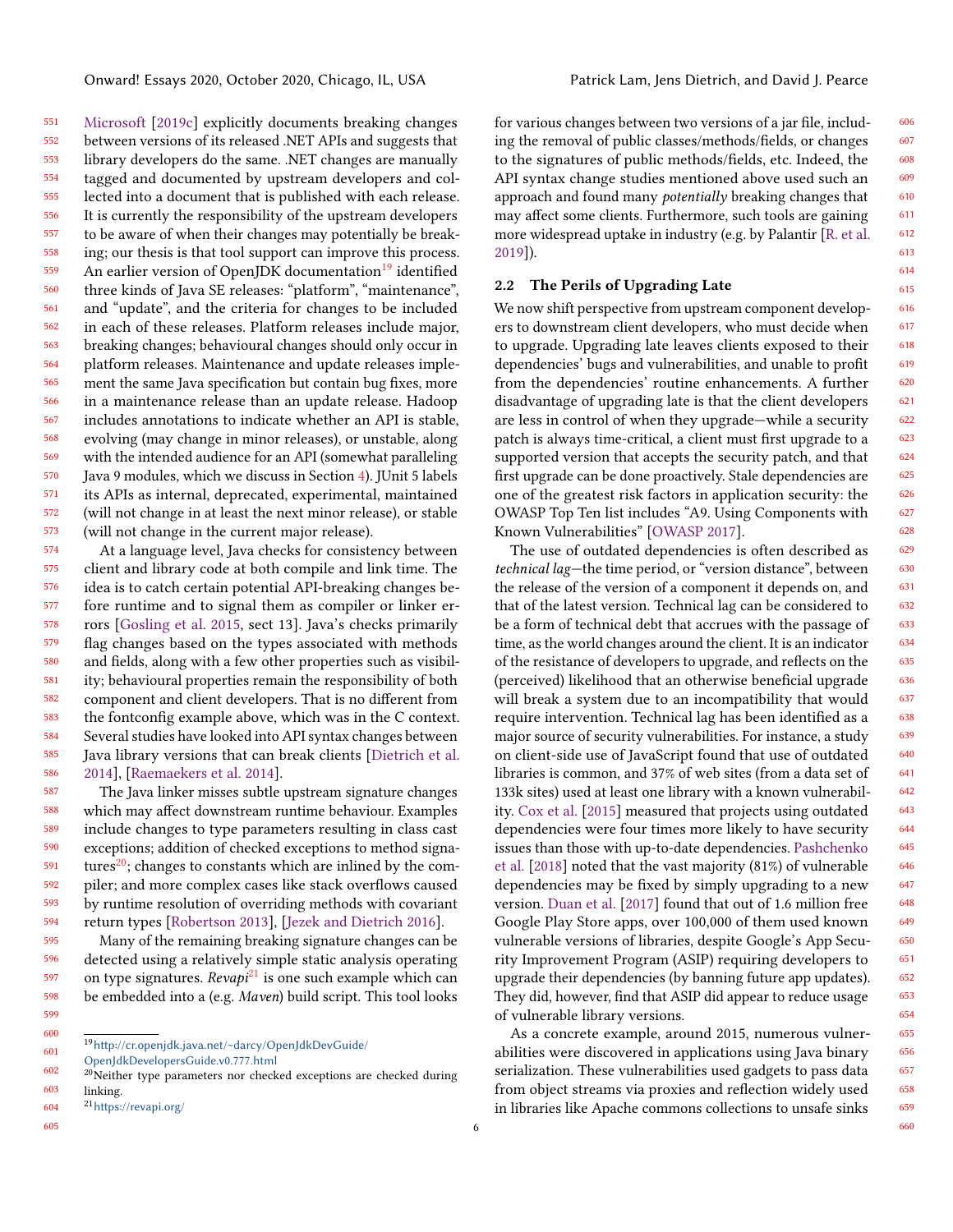Microsoft [2019c] explicitly documents breaking changes between versions of its released .NET APIs and suggests that library developers do the same. .NET changes are manually tagged and documented by upstream developers and collected into a document that is published with each release. It is currently the responsibility of the upstream developers to be aware of when their changes may potentially be breaking; our thesis is that tool support can improve this process. An earlier version of OpenJDK documentation[19] identified three kinds of Java SE releases: "platform", "maintenance", and "update", and the criteria for changes to be included in each of these releases. Platform releases include major, breaking changes; behavioural changes should only occur in platform releases. Maintenance and update releases implement the same Java specification but contain bug fixes, more in a maintenance release than an update release. Hadoop includes annotations to indicate whether an API is stable, evolving (may change in minor releases), or unstable, along with the intended audience for an API (somewhat paralleling Java 9 modules, which we discuss in Section 4). JUnit 5 labels its APIs as internal, deprecated, experimental, maintained (will not change in at least the next minor release), or stable (will not change in the current major release).

At a language level, Java checks for consistency between client and library code at both compile and link time. The idea is to catch certain potential API-breaking changes before runtime and to signal them as compiler or linker errors [Gosling et al. 2015, sect 13]. Java's checks primarily flag changes based on the types associated with methods and fields, along with a few other properties such as visibility; behavioural properties remain the responsibility of both component and client developers. That is no different from the fontconfig example above, which was in the C context. Several studies have looked into API syntax changes between Java library versions that can break clients [Dietrich et al. 2014], [Raemaekers et al. 2014].

The Java linker misses subtle upstream signature changes which may affect downstream runtime behaviour. Examples include changes to type parameters resulting in class cast exceptions; addition of checked exceptions to method signatures[20]; changes to constants which are inlined by the compiler; and more complex cases like stack overflows caused by runtime resolution of overriding methods with covariant return types [Robertson 2013], [Jezek and Dietrich 2016].

Many of the remaining breaking signature changes can be detected using a relatively simple static analysis operating on type signatures. *Revapi*[21] is one such example which can be embedded into a (e.g. *Maven*) build script. This tool looks for various changes between two versions of a jar file, including the removal of public classes/methods/fields, or changes to the signatures of public methods/fields, etc. Indeed, the API syntax change studies mentioned above used such an approach and found many *potentially* breaking changes that may affect some clients. Furthermore, such tools are gaining more widespread uptake in industry (e.g. by Palantir [R. et al. 2019]).

## 2.2 The Perils of Upgrading Late

We now shift perspective from upstream component developers to downstream client developers, who must decide when to upgrade. Upgrading late leaves clients exposed to their dependencies' bugs and vulnerabilities, and unable to profit from the dependencies' routine enhancements. A further disadvantage of upgrading late is that the client developers are less in control of when they upgrade—while a security patch is always time-critical, a client must first upgrade to a supported version that accepts the security patch, and that first upgrade can be done proactively. Stale dependencies are one of the greatest risk factors in application security: the OWASP Top Ten list includes "A9. Using Components with Known Vulnerabilities" [OWASP 2017].

The use of outdated dependencies is often described as *technical lag*—the time period, or "version distance", between the release of the version of a component it depends on, and that of the latest version. Technical lag can be considered to be a form of technical debt that accrues with the passage of time, as the world changes around the client. It is an indicator of the resistance of developers to upgrade, and reflects on the (perceived) likelihood that an otherwise beneficial upgrade will break a system due to an incompatibility that would require intervention. Technical lag has been identified as a major source of security vulnerabilities. For instance, a study on client-side use of JavaScript found that use of outdated libraries is common, and 37% of web sites (from a data set of 133k sites) used at least one library with a known vulnerability. Cox et al. [2015] measured that projects using outdated dependencies were four times more likely to have security issues than those with up-to-date dependencies. Pashchenko et al. [2018] noted that the vast majority (81%) of vulnerable dependencies may be fixed by simply upgrading to a new version. Duan et al. [2017] found that out of 1.6 million free Google Play Store apps, over 100,000 of them used known vulnerable versions of libraries, despite Google's App Security Improvement Program (ASIP) requiring developers to upgrade their dependencies (by banning future app updates). They did, however, find that ASIP did appear to reduce usage of vulnerable library versions.

As a concrete example, around 2015, numerous vulnerabilities were discovered in applications using Java binary serialization. These vulnerabilities used gadgets to pass data from object streams via proxies and reflection widely used in libraries like Apache commons collections to unsafe sinks

---

[19] http://cr.openjdk.java.net/~darcy/OpenJdkDevGuide/OpenJdkDevelopersGuide.v0.777.html

[20] Neither type parameters nor checked exceptions are checked during linking.

[21] https://revapi.org/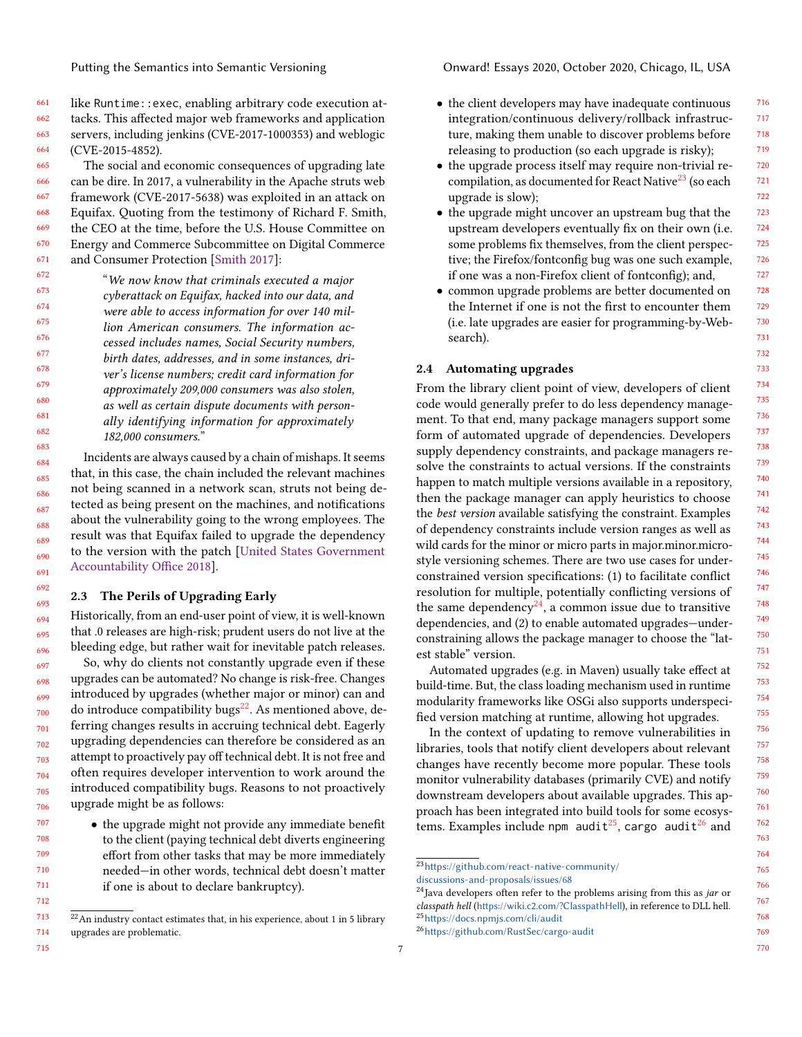like Runtime::exec, enabling arbitrary code execution attacks. This affected major web frameworks and application servers, including jenkins (CVE-2017-1000353) and weblogic (CVE-2015-4852).

The social and economic consequences of upgrading late can be dire. In 2017, a vulnerability in the Apache struts web framework (CVE-2017-5638) was exploited in an attack on Equifax. Quoting from the testimony of Richard F. Smith, the CEO at the time, before the U.S. House Committee on Energy and Commerce Subcommittee on Digital Commerce and Consumer Protection [Smith 2017]:

> "*We now know that criminals executed a major cyberattack on Equifax, hacked into our data, and were able to access information for over 140 million American consumers. The information accessed includes names, Social Security numbers, birth dates, addresses, and in some instances, driver's license numbers; credit card information for approximately 209,000 consumers was also stolen, as well as certain dispute documents with personally identifying information for approximately 182,000 consumers.*"

Incidents are always caused by a chain of mishaps. It seems that, in this case, the chain included the relevant machines not being scanned in a network scan, struts not being detected as being present on the machines, and notifications about the vulnerability going to the wrong employees. The result was that Equifax failed to upgrade the dependency to the version with the patch [United States Government Accountability Office 2018].

### 2.3 The Perils of Upgrading Early

Historically, from an end-user point of view, it is well-known that .0 releases are high-risk; prudent users do not live at the bleeding edge, but rather wait for inevitable patch releases.

So, why do clients not constantly upgrade even if these upgrades can be automated? No change is risk-free. Changes introduced by upgrades (whether major or minor) can and do introduce compatibility bugs[22]. As mentioned above, deferring changes results in accruing technical debt. Eagerly upgrading dependencies can therefore be considered as an attempt to proactively pay off technical debt. It is not free and often requires developer intervention to work around the introduced compatibility bugs. Reasons to not proactively upgrade might be as follows:

- the upgrade might not provide any immediate benefit to the client (paying technical debt diverts engineering effort from other tasks that may be more immediately needed—in other words, technical debt doesn't matter if one is about to declare bankruptcy).
- the client developers may have inadequate continuous integration/continuous delivery/rollback infrastructure, making them unable to discover problems before releasing to production (so each upgrade is risky);
- the upgrade process itself may require non-trivial recompilation, as documented for React Native[23] (so each upgrade is slow);
- the upgrade might uncover an upstream bug that the upstream developers eventually fix on their own (i.e. some problems fix themselves, from the client perspective; the Firefox/fontconfig bug was one such example, if one was a non-Firefox client of fontconfig); and,
- common upgrade problems are better documented on the Internet if one is not the first to encounter them (i.e. late upgrades are easier for programming-by-Websearch).

### 2.4 Automating upgrades

From the library client point of view, developers of client code would generally prefer to do less dependency management. To that end, many package managers support some form of automated upgrade of dependencies. Developers supply dependency constraints, and package managers resolve the constraints to actual versions. If the constraints happen to match multiple versions available in a repository, then the package manager can apply heuristics to choose the *best version* available satisfying the constraint. Examples of dependency constraints include version ranges as well as wild cards for the minor or micro parts in major.minor.micro-style versioning schemes. There are two use cases for underconstrained version specifications: (1) to facilitate conflict resolution for multiple, potentially conflicting versions of the same dependency[24], a common issue due to transitive dependencies, and (2) to enable automated upgrades—underconstraining allows the package manager to choose the "latest stable" version.

Automated upgrades (e.g. in Maven) usually take effect at build-time. But, the class loading mechanism used in runtime modularity frameworks like OSGi also supports underspecified version matching at runtime, allowing hot upgrades.

In the context of updating to remove vulnerabilities in libraries, tools that notify client developers about relevant changes have recently become more popular. These tools monitor vulnerability databases (primarily CVE) and notify downstream developers about available upgrades. This approach has been integrated into build tools for some ecosystems. Examples include `npm audit`[25], `cargo audit`[26] and

---

[22] An industry contact estimates that, in his experience, about 1 in 5 library upgrades are problematic.

[23] https://github.com/react-native-community/discussions-and-proposals/issues/68

[24] Java developers often refer to the problems arising from this as *jar* or *classpath hell* (https://wiki.c2.com/?ClasspathHell), in reference to DLL hell.

[25] https://docs.npmjs.com/cli/audit

[26] https://github.com/RustSec/cargo-audit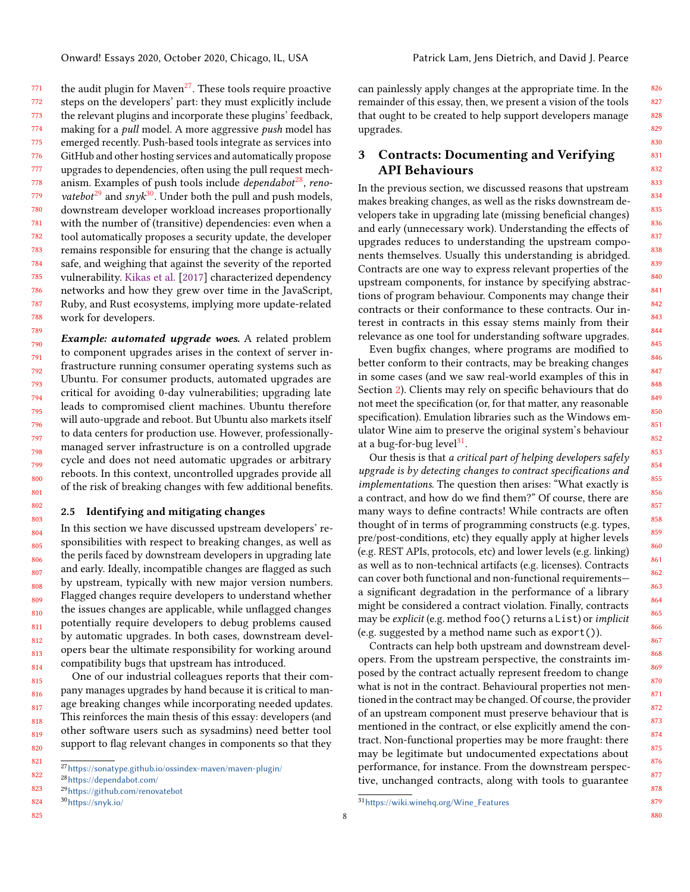the audit plugin for Maven[27]. These tools require proactive steps on the developers' part: they must explicitly include the relevant plugins and incorporate these plugins' feedback, making for a *pull* model. A more aggressive *push* model has emerged recently. Push-based tools integrate as services into GitHub and other hosting services and automatically propose upgrades to dependencies, often using the pull request mechanism. Examples of push tools include *dependabot*[28], *renovatebot*[29] and *snyk*[30]. Under both the pull and push models, downstream developer workload increases proportionally with the number of (transitive) dependencies: even when a tool automatically proposes a security update, the developer remains responsible for ensuring that the change is actually safe, and weighing that against the severity of the reported vulnerability. Kikas et al. [2017] characterized dependency networks and how they grew over time in the JavaScript, Ruby, and Rust ecosystems, implying more update-related work for developers.

***Example: automated upgrade woes.*** A related problem to component upgrades arises in the context of server infrastructure running consumer operating systems such as Ubuntu. For consumer products, automated upgrades are critical for avoiding 0-day vulnerabilities; upgrading late leads to compromised client machines. Ubuntu therefore will auto-upgrade and reboot. But Ubuntu also markets itself to data centers for production use. However, professionally-managed server infrastructure is on a controlled upgrade cycle and does not need automatic upgrades or arbitrary reboots. In this context, uncontrolled upgrades provide all of the risk of breaking changes with few additional benefits.

### 2.5 Identifying and mitigating changes

In this section we have discussed upstream developers' responsibilities with respect to breaking changes, as well as the perils faced by downstream developers in upgrading late and early. Ideally, incompatible changes are flagged as such by upstream, typically with new major version numbers. Flagged changes require developers to understand whether the issues changes are applicable, while unflagged changes potentially require developers to debug problems caused by automatic upgrades. In both cases, downstream developers bear the ultimate responsibility for working around compatibility bugs that upstream has introduced.

One of our industrial colleagues reports that their company manages upgrades by hand because it is critical to manage breaking changes while incorporating needed updates. This reinforces the main thesis of this essay: developers (and other software users such as sysadmins) need better tool support to flag relevant changes in components so that they can painlessly apply changes at the appropriate time. In the remainder of this essay, then, we present a vision of the tools that ought to be created to help support developers manage upgrades.

## 3 Contracts: Documenting and Verifying API Behaviours

In the previous section, we discussed reasons that upstream makes breaking changes, as well as the risks downstream developers take in upgrading late (missing beneficial changes) and early (unnecessary work). Understanding the effects of upgrades reduces to understanding the upstream components themselves. Usually this understanding is abridged. Contracts are one way to express relevant properties of the upstream components, for instance by specifying abstractions of program behaviour. Components may change their contracts or their conformance to these contracts. Our interest in contracts in this essay stems mainly from their relevance as one tool for understanding software upgrades.

Even bugfix changes, where programs are modified to better conform to their contracts, may be breaking changes in some cases (and we saw real-world examples of this in Section 2). Clients may rely on specific behaviours that do not meet the specification (or, for that matter, any reasonable specification). Emulation libraries such as the Windows emulator Wine aim to preserve the original system's behaviour at a bug-for-bug level[31].

Our thesis is that *a critical part of helping developers safely upgrade is by detecting changes to contract specifications and implementations.* The question then arises: "What exactly is a contract, and how do we find them?" Of course, there are many ways to define contracts! While contracts are often thought of in terms of programming constructs (e.g. types, pre/post-conditions, etc) they equally apply at higher levels (e.g. REST APIs, protocols, etc) and lower levels (e.g. linking) as well as to non-technical artifacts (e.g. licenses). Contracts can cover both functional and non-functional requirements—a significant degradation in the performance of a library might be considered a contract violation. Finally, contracts may be *explicit* (e.g. method `foo()` returns a `List`) or *implicit* (e.g. suggested by a method name such as `export()`).

Contracts can help both upstream and downstream developers. From the upstream perspective, the constraints imposed by the contract actually represent freedom to change what is not in the contract. Behavioural properties not mentioned in the contract may be changed. Of course, the provider of an upstream component must preserve behaviour that is mentioned in the contract, or else explicitly amend the contract. Non-functional properties may be more fraught: there may be legitimate but undocumented expectations about performance, for instance. From the downstream perspective, unchanged contracts, along with tools to guarantee

[27] https://sonatype.github.io/ossindex-maven/maven-plugin/

[28] https://dependabot.com/

[29] https://github.com/renovatebot

[30] https://snyk.io/

[31] https://wiki.winehq.org/Wine_Features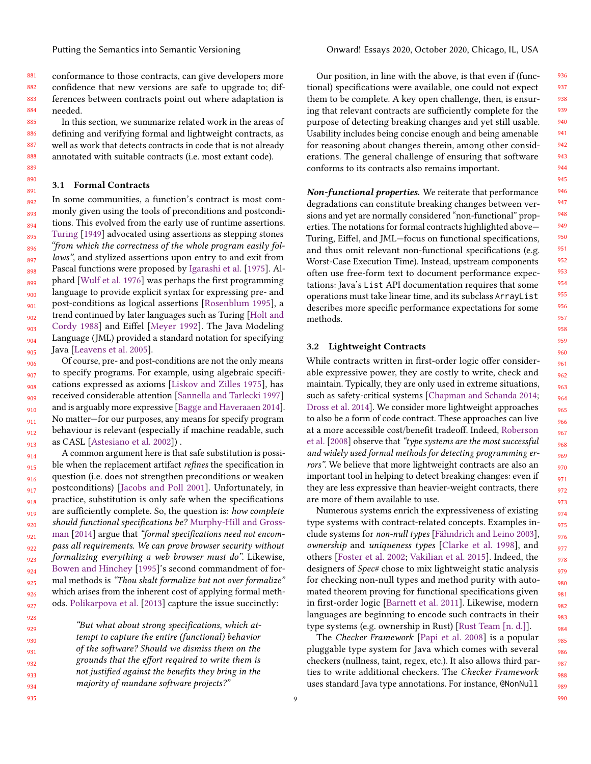conformance to those contracts, can give developers more confidence that new versions are safe to upgrade to; differences between contracts point out where adaptation is needed.

In this section, we summarize related work in the areas of defining and verifying formal and lightweight contracts, as well as work that detects contracts in code that is not already annotated with suitable contracts (i.e. most extant code).

### 3.1 Formal Contracts

In some communities, a function's contract is most commonly given using the tools of preconditions and postconditions. This evolved from the early use of runtime assertions. Turing [1949] advocated using assertions as stepping stones *"from which the correctness of the whole program easily follows"*, and stylized assertions upon entry to and exit from Pascal functions were proposed by Igarashi et al. [1975]. Alphard [Wulf et al. 1976] was perhaps the first programming language to provide explicit syntax for expressing pre- and post-conditions as logical assertions [Rosenblum 1995], a trend continued by later languages such as Turing [Holt and Cordy 1988] and Eiffel [Meyer 1992]. The Java Modeling Language (JML) provided a standard notation for specifying Java [Leavens et al. 2005].

Of course, pre- and post-conditions are not the only means to specify programs. For example, using algebraic specifications expressed as axioms [Liskov and Zilles 1975], has received considerable attention [Sannella and Tarlecki 1997] and is arguably more expressive [Bagge and Haveraaen 2014]. No matter—for our purposes, any means for specify program behaviour is relevant (especially if machine readable, such as CASL [Astesiano et al. 2002]) .

A common argument here is that safe substitution is possible when the replacement artifact *refines* the specification in question (i.e. does not strengthen preconditions or weaken postconditions) [Jacobs and Poll 2001]. Unfortunately, in practice, substitution is only safe when the specifications are sufficiently complete. So, the question is: *how complete should functional specifications be?* Murphy-Hill and Grossman [2014] argue that *"formal specifications need not encompass all requirements. We can prove browser security without formalizing everything a web browser must do"*. Likewise, Bowen and Hinchey [1995]'s second commandment of formal methods is *"Thou shalt formalize but not over formalize"* which arises from the inherent cost of applying formal methods. Polikarpova et al. [2013] capture the issue succinctly:

> *"But what about strong specifications, which attempt to capture the entire (functional) behavior of the software? Should we dismiss them on the grounds that the effort required to write them is not justified against the benefits they bring in the majority of mundane software projects?"*

Our position, in line with the above, is that even if (functional) specifications were available, one could not expect them to be complete. A key open challenge, then, is ensuring that relevant contracts are sufficiently complete for the purpose of detecting breaking changes and yet still usable. Usability includes being concise enough and being amenable for reasoning about changes therein, among other considerations. The general challenge of ensuring that software conforms to its contracts also remains important.

***Non-functional properties.*** We reiterate that performance degradations can constitute breaking changes between versions and yet are normally considered "non-functional" properties. The notations for formal contracts highlighted above—Turing, Eiffel, and JML—focus on functional specifications, and thus omit relevant non-functional specifications (e.g. Worst-Case Execution Time). Instead, upstream components often use free-form text to document performance expectations: Java's `List` API documentation requires that some operations must take linear time, and its subclass `ArrayList` describes more specific performance expectations for some methods.

### 3.2 Lightweight Contracts

While contracts written in first-order logic offer considerable expressive power, they are costly to write, check and maintain. Typically, they are only used in extreme situations, such as safety-critical systems [Chapman and Schanda 2014; Dross et al. 2014]. We consider more lightweight approaches to also be a form of code contract. These approaches can live at a more accessible cost/benefit tradeoff. Indeed, Roberson et al. [2008] observe that *"type systems are the most successful and widely used formal methods for detecting programming errors"*. We believe that more lightweight contracts are also an important tool in helping to detect breaking changes: even if they are less expressive than heavier-weight contracts, there are more of them available to use.

Numerous systems enrich the expressiveness of existing type systems with contract-related concepts. Examples include systems for *non-null types* [Fähndrich and Leino 2003], *ownership* and *uniqueness types* [Clarke et al. 1998], and others [Foster et al. 2002; Vakilian et al. 2015]. Indeed, the designers of *Spec#* chose to mix lightweight static analysis for checking non-null types and method purity with automated theorem proving for functional specifications given in first-order logic [Barnett et al. 2011]. Likewise, modern languages are beginning to encode such contracts in their type systems (e.g. ownership in Rust) [Rust Team [n. d.]].

The *Checker Framework* [Papi et al. 2008] is a popular pluggable type system for Java which comes with several checkers (nullness, taint, regex, etc.). It also allows third parties to write additional checkers. The *Checker Framework* uses standard Java type annotations. For instance, `@NonNull`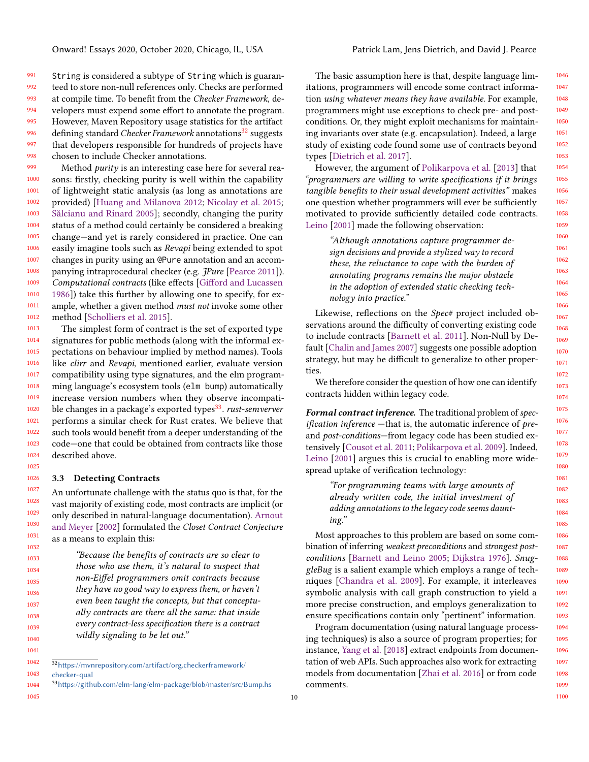String is considered a subtype of String which is guaranteed to store non-null references only. Checks are performed at compile time. To benefit from the *Checker Framework*, developers must expend some effort to annotate the program. However, Maven Repository usage statistics for the artifact defining standard *Checker Framework* annotations[32] suggests that developers responsible for hundreds of projects have chosen to include Checker annotations.

Method *purity* is an interesting case here for several reasons: firstly, checking purity is well within the capability of lightweight static analysis (as long as annotations are provided) [Huang and Milanova 2012; Nicolay et al. 2015; Sălcianu and Rinard 2005]; secondly, changing the purity status of a method could certainly be considered a breaking change—and yet is rarely considered in practice. One can easily imagine tools such as *Revapi* being extended to spot changes in purity using an @Pure annotation and an accompanying intraprocedural checker (e.g. *JPure* [Pearce 2011]). *Computational contracts* (like effects [Gifford and Lucassen 1986]) take this further by allowing one to specify, for example, whether a given method *must not* invoke some other method [Scholliers et al. 2015].

The simplest form of contract is the set of exported type signatures for public methods (along with the informal expectations on behaviour implied by method names). Tools like *clirr* and *Revapi*, mentioned earlier, evaluate version compatibility using type signatures, and the elm programming language's ecosystem tools (elm bump) automatically increase version numbers when they observe incompatible changes in a package's exported types[33]. *rust-semverver* performs a similar check for Rust crates. We believe that such tools would benefit from a deeper understanding of the code—one that could be obtained from contracts like those described above.

### 3.3 Detecting Contracts

An unfortunate challenge with the status quo is that, for the vast majority of existing code, most contracts are implicit (or only described in natural-language documentation). Arnout and Meyer [2002] formulated the *Closet Contract Conjecture* as a means to explain this:

> *"Because the benefits of contracts are so clear to those who use them, it's natural to suspect that non-Eiffel programmers omit contracts because they have no good way to express them, or haven't even been taught the concepts, but that conceptually contracts are there all the same: that inside every contract-less specification there is a contract wildly signaling to be let out."*

[32] https://mvnrepository.com/artifact/org.checkerframework/checker-qual

[33] https://github.com/elm-lang/elm-package/blob/master/src/Bump.hs

The basic assumption here is that, despite language limitations, programmers will encode some contract information *using whatever means they have available*. For example, programmers might use exceptions to check pre- and postconditions. Or, they might exploit mechanisms for maintaining invariants over state (e.g. encapsulation). Indeed, a large study of existing code found some use of contracts beyond types [Dietrich et al. 2017].

However, the argument of Polikarpova et al. [2013] that *"programmers are willing to write specifications if it brings tangible benefits to their usual development activities"* makes one question whether programmers will ever be sufficiently motivated to provide sufficiently detailed code contracts. Leino [2001] made the following observation:

> *"Although annotations capture programmer design decisions and provide a stylized way to record these, the reluctance to cope with the burden of annotating programs remains the major obstacle in the adoption of extended static checking technology into practice."*

Likewise, reflections on the *Spec#* project included observations around the difficulty of converting existing code to include contracts [Barnett et al. 2011]. Non-Null by Default [Chalin and James 2007] suggests one possible adoption strategy, but may be difficult to generalize to other properties.

We therefore consider the question of how one can identify contracts hidden within legacy code.

***Formal contract inference.*** The traditional problem of *specification inference* —that is, the automatic inference of *pre-* and *post-conditions*—from legacy code has been studied extensively [Cousot et al. 2011; Polikarpova et al. 2009]. Indeed, Leino [2001] argues this is crucial to enabling more widespread uptake of verification technology:

> *"For programming teams with large amounts of already written code, the initial investment of adding annotations to the legacy code seems daunting."*

Most approaches to this problem are based on some combination of inferring *weakest preconditions* and *strongest postconditions* [Barnett and Leino 2005; Dijkstra 1976]. *SnuggleBug* is a salient example which employs a range of techniques [Chandra et al. 2009]. For example, it interleaves symbolic analysis with call graph construction to yield a more precise construction, and employs generalization to ensure specifications contain only "pertinent" information.

Program documentation (using natural language processing techniques) is also a source of program properties; for instance, Yang et al. [2018] extract endpoints from documentation of web APIs. Such approaches also work for extracting models from documentation [Zhai et al. 2016] or from code comments.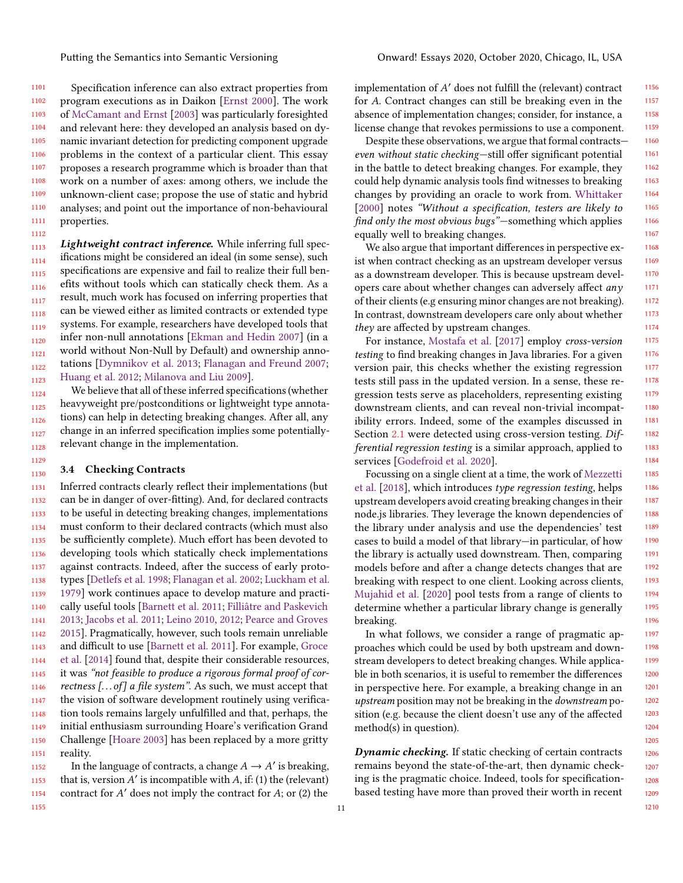Specification inference can also extract properties from program executions as in Daikon [Ernst 2000]. The work of McCamant and Ernst [2003] was particularly foresighted and relevant here: they developed an analysis based on dynamic invariant detection for predicting component upgrade problems in the context of a particular client. This essay proposes a research programme which is broader than that work on a number of axes: among others, we include the unknown-client case; propose the use of static and hybrid analyses; and point out the importance of non-behavioural properties.

***Lightweight contract inference.*** While inferring full specifications might be considered an ideal (in some sense), such specifications are expensive and fail to realize their full benefits without tools which can statically check them. As a result, much work has focused on inferring properties that can be viewed either as limited contracts or extended type systems. For example, researchers have developed tools that infer non-null annotations [Ekman and Hedin 2007] (in a world without Non-Null by Default) and ownership annotations [Dymnikov et al. 2013; Flanagan and Freund 2007; Huang et al. 2012; Milanova and Liu 2009].

We believe that all of these inferred specifications (whether heavyweight pre/postconditions or lightweight type annotations) can help in detecting breaking changes. After all, any change in an inferred specification implies some potentially-relevant change in the implementation.

### 3.4 Checking Contracts

Inferred contracts clearly reflect their implementations (but can be in danger of over-fitting). And, for declared contracts to be useful in detecting breaking changes, implementations must conform to their declared contracts (which must also be sufficiently complete). Much effort has been devoted to developing tools which statically check implementations against contracts. Indeed, after the success of early prototypes [Detlefs et al. 1998; Flanagan et al. 2002; Luckham et al. 1979] work continues apace to develop mature and practically useful tools [Barnett et al. 2011; Filliâtre and Paskevich 2013; Jacobs et al. 2011; Leino 2010, 2012; Pearce and Groves 2015]. Pragmatically, however, such tools remain unreliable and difficult to use [Barnett et al. 2011]. For example, Groce et al. [2014] found that, despite their considerable resources, it was *"not feasible to produce a rigorous formal proof of correctness [. . . of] a file system"*. As such, we must accept that the vision of software development routinely using verification tools remains largely unfulfilled and that, perhaps, the initial enthusiasm surrounding Hoare's verification Grand Challenge [Hoare 2003] has been replaced by a more gritty reality.

In the language of contracts, a change $A \rightarrow A'$ is breaking, that is, version $A'$ is incompatible with $A$, if: (1) the (relevant) contract for $A'$ does not imply the contract for $A$; or (2) the implementation of $A'$ does not fulfill the (relevant) contract for $A$. Contract changes can still be breaking even in the absence of implementation changes; consider, for instance, a license change that revokes permissions to use a component.

Despite these observations, we argue that formal contracts—*even without static checking*—still offer significant potential in the battle to detect breaking changes. For example, they could help dynamic analysis tools find witnesses to breaking changes by providing an oracle to work from. Whittaker [2000] notes *"Without a specification, testers are likely to find only the most obvious bugs"*—something which applies equally well to breaking changes.

We also argue that important differences in perspective exist when contract checking as an upstream developer versus as a downstream developer. This is because upstream developers care about whether changes can adversely affect *any* of their clients (e.g ensuring minor changes are not breaking). In contrast, downstream developers care only about whether *they* are affected by upstream changes.

For instance, Mostafa et al. [2017] employ *cross-version testing* to find breaking changes in Java libraries. For a given version pair, this checks whether the existing regression tests still pass in the updated version. In a sense, these regression tests serve as placeholders, representing existing downstream clients, and can reveal non-trivial incompatibility errors. Indeed, some of the examples discussed in Section 2.1 were detected using cross-version testing. *Differential regression testing* is a similar approach, applied to services [Godefroid et al. 2020].

Focussing on a single client at a time, the work of Mezzetti et al. [2018], which introduces *type regression testing*, helps upstream developers avoid creating breaking changes in their node.js libraries. They leverage the known dependencies of the library under analysis and use the dependencies' test cases to build a model of that library—in particular, of how the library is actually used downstream. Then, comparing models before and after a change detects changes that are breaking with respect to one client. Looking across clients, Mujahid et al. [2020] pool tests from a range of clients to determine whether a particular library change is generally breaking.

In what follows, we consider a range of pragmatic approaches which could be used by both upstream and downstream developers to detect breaking changes. While applicable in both scenarios, it is useful to remember the differences in perspective here. For example, a breaking change in an *upstream* position may not be breaking in the *downstream* position (e.g. because the client doesn't use any of the affected method(s) in question).

***Dynamic checking.*** If static checking of certain contracts remains beyond the state-of-the-art, then dynamic checking is the pragmatic choice. Indeed, tools for specification-based testing have more than proved their worth in recent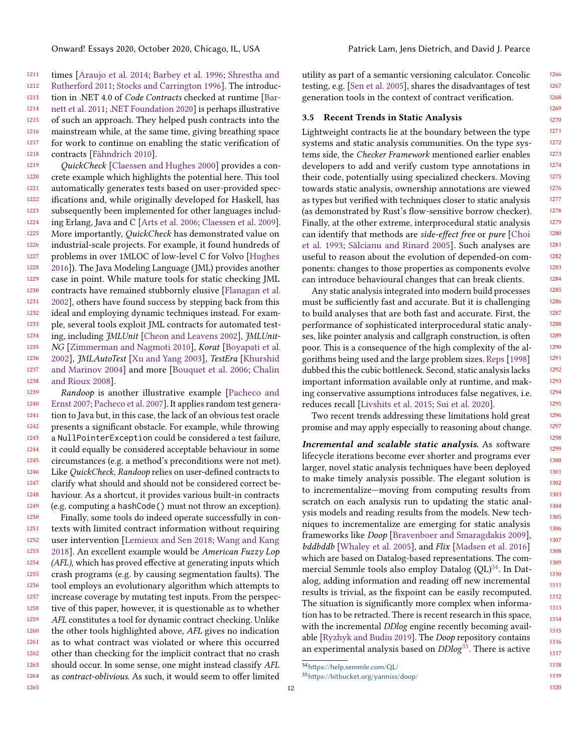times [Araujo et al. 2014; Barbey et al. 1996; Shrestha and Rutherford 2011; Stocks and Carrington 1996]. The introduction in .NET 4.0 of *Code Contracts* checked at runtime [Barnett et al. 2011; .NET Foundation 2020] is perhaps illustrative of such an approach. They helped push contracts into the mainstream while, at the same time, giving breathing space for work to continue on enabling the static verification of contracts [Fähndrich 2010].

*QuickCheck* [Claessen and Hughes 2000] provides a concrete example which highlights the potential here. This tool automatically generates tests based on user-provided specifications and, while originally developed for Haskell, has subsequently been implemented for other languages including Erlang, Java and C [Arts et al. 2006; Claessen et al. 2009]. More importantly, *QuickCheck* has demonstrated value on industrial-scale projects. For example, it found hundreds of problems in over 1MLOC of low-level C for Volvo [Hughes 2016]). The Java Modeling Language (JML) provides another case in point. While mature tools for static checking JML contracts have remained stubbornly elusive [Flanagan et al. 2002], others have found success by stepping back from this ideal and employing dynamic techniques instead. For example, several tools exploit JML contracts for automated testing, including *JMLUnit* [Cheon and Leavens 2002], *JMLUnit-NG* [Zimmerman and Nagmoti 2010], *Korat* [Boyapati et al. 2002], *JMLAutoTest* [Xu and Yang 2003], *TestEra* [Khurshid and Marinov 2004] and more [Bouquet et al. 2006; Chalin and Rioux 2008].

*Randoop* is another illustrative example [Pacheco and Ernst 2007; Pacheco et al. 2007]. It applies random test generation to Java but, in this case, the lack of an obvious test oracle presents a significant obstacle. For example, while throwing a `NullPointerException` could be considered a test failure, it could equally be considered acceptable behaviour in some circumstances (e.g. a method's preconditions were not met). Like *QuickCheck*, *Randoop* relies on user-defined contracts to clarify what should and should not be considered correct behaviour. As a shortcut, it provides various built-in contracts (e.g. computing a `hashCode()` must not throw an exception).

Finally, some tools do indeed operate successfully in contexts with limited contract information without requiring user intervention [Lemieux and Sen 2018; Wang and Kang 2018]. An excellent example would be *American Fuzzy Lop (AFL)*, which has proved effective at generating inputs which crash programs (e.g. by causing segmentation faults). The tool employs an evolutionary algorithm which attempts to increase coverage by mutating test inputs. From the perspective of this paper, however, it is questionable as to whether *AFL* constitutes a tool for dynamic contract checking. Unlike the other tools highlighted above, *AFL* gives no indication as to what contract was violated or where this occurred other than checking for the implicit contract that no crash should occur. In some sense, one might instead classify *AFL* as *contract-oblivious*. As such, it would seem to offer limited utility as part of a semantic versioning calculator. Concolic testing, e.g. [Sen et al. 2005], shares the disadvantages of test generation tools in the context of contract verification.

### 3.5 Recent Trends in Static Analysis

Lightweight contracts lie at the boundary between the type systems and static analysis communities. On the type systems side, the *Checker Framework* mentioned earlier enables developers to add and verify custom type annotations in their code, potentially using specialized checkers. Moving towards static analysis, ownership annotations are viewed as types but verified with techniques closer to static analysis (as demonstrated by Rust's flow-sensitive borrow checker). Finally, at the other extreme, interprocedural static analysis can identify that methods are *side-effect free* or *pure* [Choi et al. 1993; Sălcianu and Rinard 2005]. Such analyses are useful to reason about the evolution of depended-on components: changes to those properties as components evolve can introduce behavioural changes that can break clients.

Any static analysis integrated into modern build processes must be sufficiently fast and accurate. But it is challenging to build analyses that are both fast and accurate. First, the performance of sophisticated interprocedural static analyses, like pointer analysis and callgraph construction, is often poor. This is a consequence of the high complexity of the algorithms being used and the large problem sizes. Reps [1998] dubbed this the cubic bottleneck. Second, static analysis lacks important information available only at runtime, and making conservative assumptions introduces false negatives, i.e. reduces recall [Livshits et al. 2015; Sui et al. 2020].

Two recent trends addressing these limitations hold great promise and may apply especially to reasoning about change.

***Incremental and scalable static analysis.*** As software lifecycle iterations become ever shorter and programs ever larger, novel static analysis techniques have been deployed to make timely analysis possible. The elegant solution is to incrementalize—moving from computing results from scratch on each analysis run to updating the static analysis models and reading results from the models. New techniques to incrementalize are emerging for static analysis frameworks like *Doop* [Bravenboer and Smaragdakis 2009], *bddbddb* [Whaley et al. 2005], and *Flix* [Madsen et al. 2016] which are based on Datalog-based representations. The commercial Semmle tools also employ Datalog (QL)[34]. In Datalog, adding information and reading off new incremental results is trivial, as the fixpoint can be easily recomputed. The situation is significantly more complex when information has to be retracted. There is recent research in this space, with the incremental *DDlog* engine recently becoming available [Ryzhyk and Budiu 2019]. The *Doop* repository contains an experimental analysis based on *DDlog*[35]. There is active

[34] https://help.semmle.com/QL/

[35] https://bitbucket.org/yanniss/doop/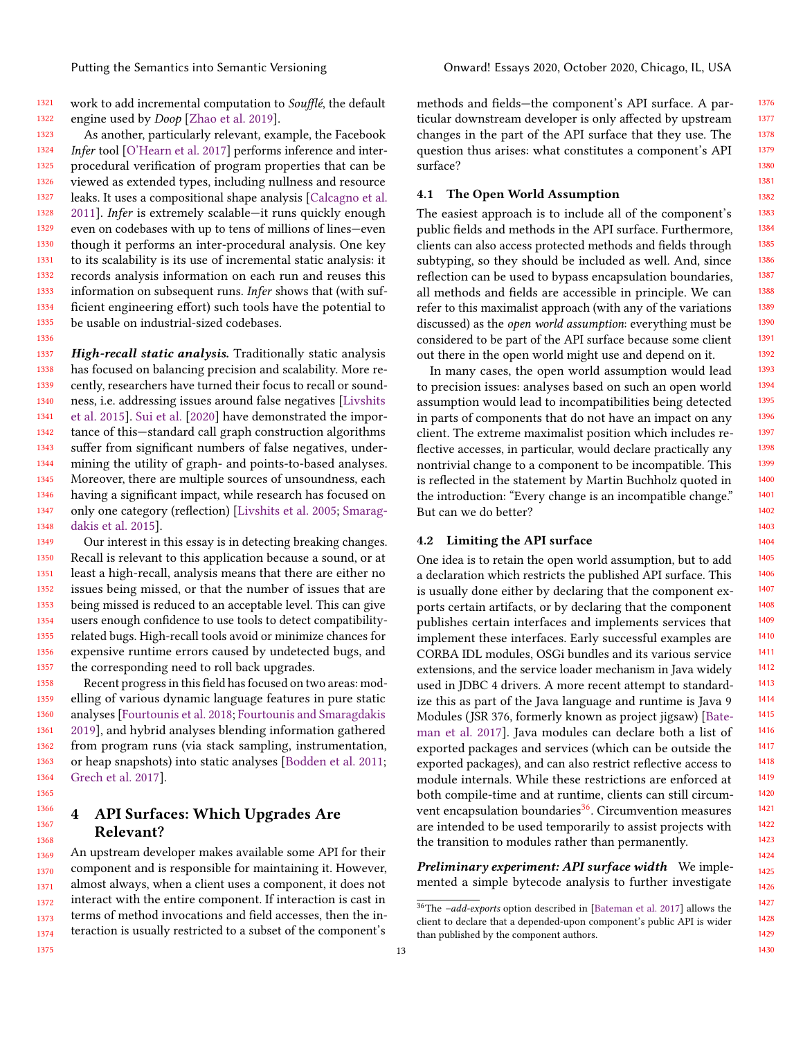work to add incremental computation to *Soufflé*, the default engine used by *Doop* [Zhao et al. 2019].

As another, particularly relevant, example, the Facebook *Infer* tool [O'Hearn et al. 2017] performs inference and interprocedural verification of program properties that can be viewed as extended types, including nullness and resource leaks. It uses a compositional shape analysis [Calcagno et al. 2011]. *Infer* is extremely scalable—it runs quickly enough even on codebases with up to tens of millions of lines—even though it performs an inter-procedural analysis. One key to its scalability is its use of incremental static analysis: it records analysis information on each run and reuses this information on subsequent runs. *Infer* shows that (with sufficient engineering effort) such tools have the potential to be usable on industrial-sized codebases.

***High-recall static analysis.*** Traditionally static analysis has focused on balancing precision and scalability. More recently, researchers have turned their focus to recall or soundness, i.e. addressing issues around false negatives [Livshits et al. 2015]. Sui et al. [2020] have demonstrated the importance of this—standard call graph construction algorithms suffer from significant numbers of false negatives, undermining the utility of graph- and points-to-based analyses. Moreover, there are multiple sources of unsoundness, each having a significant impact, while research has focused on only one category (reflection) [Livshits et al. 2005; Smaragdakis et al. 2015].

Our interest in this essay is in detecting breaking changes. Recall is relevant to this application because a sound, or at least a high-recall, analysis means that there are either no issues being missed, or that the number of issues that are being missed is reduced to an acceptable level. This can give users enough confidence to use tools to detect compatibility-related bugs. High-recall tools avoid or minimize chances for expensive runtime errors caused by undetected bugs, and the corresponding need to roll back upgrades.

Recent progress in this field has focused on two areas: modelling of various dynamic language features in pure static analyses [Fourtounis et al. 2018; Fourtounis and Smaragdakis 2019], and hybrid analyses blending information gathered from program runs (via stack sampling, instrumentation, or heap snapshots) into static analyses [Bodden et al. 2011; Grech et al. 2017].

## 4 API Surfaces: Which Upgrades Are Relevant?

An upstream developer makes available some API for their component and is responsible for maintaining it. However, almost always, when a client uses a component, it does not interact with the entire component. If interaction is cast in terms of method invocations and field accesses, then the interaction is usually restricted to a subset of the component's methods and fields—the component's API surface. A particular downstream developer is only affected by upstream changes in the part of the API surface that they use. The question thus arises: what constitutes a component's API surface?

### 4.1 The Open World Assumption

The easiest approach is to include all of the component's public fields and methods in the API surface. Furthermore, clients can also access protected methods and fields through subtyping, so they should be included as well. And, since reflection can be used to bypass encapsulation boundaries, all methods and fields are accessible in principle. We can refer to this maximalist approach (with any of the variations discussed) as the *open world assumption*: everything must be considered to be part of the API surface because some client out there in the open world might use and depend on it.

In many cases, the open world assumption would lead to precision issues: analyses based on such an open world assumption would lead to incompatibilities being detected in parts of components that do not have an impact on any client. The extreme maximalist position which includes reflective accesses, in particular, would declare practically any nontrivial change to a component to be incompatible. This is reflected in the statement by Martin Buchholz quoted in the introduction: "Every change is an incompatible change." But can we do better?

### 4.2 Limiting the API surface

One idea is to retain the open world assumption, but to add a declaration which restricts the published API surface. This is usually done either by declaring that the component exports certain artifacts, or by declaring that the component publishes certain interfaces and implements services that implement these interfaces. Early successful examples are CORBA IDL modules, OSGi bundles and its various service extensions, and the service loader mechanism in Java widely used in JDBC 4 drivers. A more recent attempt to standardize this as part of the Java language and runtime is Java 9 Modules (JSR 376, formerly known as project jigsaw) [Bateman et al. 2017]. Java modules can declare both a list of exported packages and services (which can be outside the exported packages), and can also restrict reflective access to module internals. While these restrictions are enforced at both compile-time and at runtime, clients can still circumvent encapsulation boundaries[36]. Circumvention measures are intended to be used temporarily to assist projects with the transition to modules rather than permanently.

***Preliminary experiment: API surface width*** We implemented a simple bytecode analysis to further investigate

[36]The *–add-exports* option described in [Bateman et al. 2017] allows the client to declare that a depended-upon component's public API is wider than published by the component authors.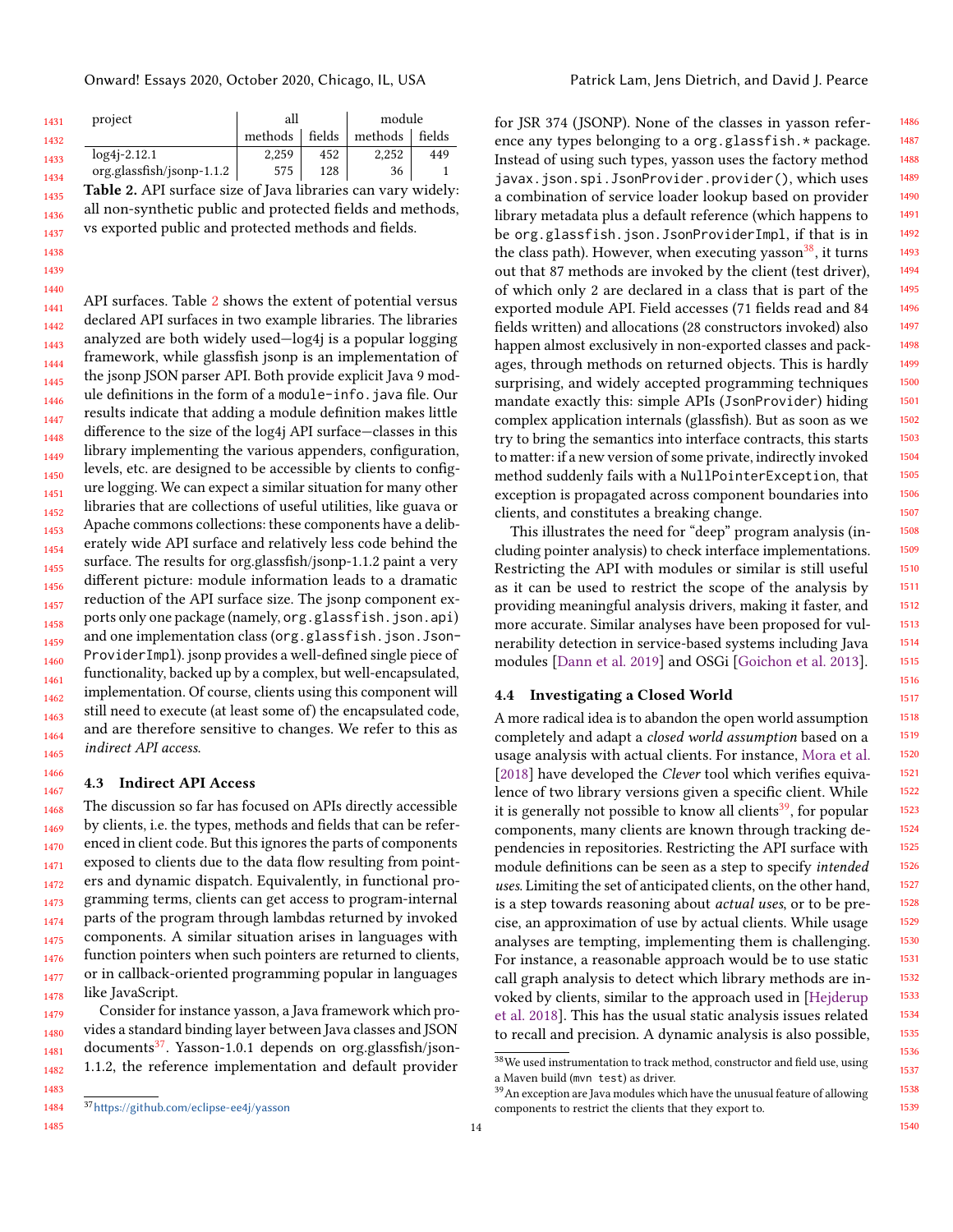| project | all | | module | |
|---|---|---|---|---|
| | methods | fields | methods | fields |
| log4j-2.12.1 | 2,259 | 452 | 2,252 | 449 |
| org.glassfish/jsonp-1.1.2 | 575 | 128 | 36 | 1 |

**Table 2.** API surface size of Java libraries can vary widely: all non-synthetic public and protected fields and methods, vs exported public and protected methods and fields.

API surfaces. Table 2 shows the extent of potential versus declared API surfaces in two example libraries. The libraries analyzed are both widely used—log4j is a popular logging framework, while glassfish jsonp is an implementation of the jsonp JSON parser API. Both provide explicit Java 9 module definitions in the form of a `module-info.java` file. Our results indicate that adding a module definition makes little difference to the size of the log4j API surface—classes in this library implementing the various appenders, configuration, levels, etc. are designed to be accessible by clients to configure logging. We can expect a similar situation for many other libraries that are collections of useful utilities, like guava or Apache commons collections: these components have a deliberately wide API surface and relatively less code behind the surface. The results for org.glassfish/jsonp-1.1.2 paint a very different picture: module information leads to a dramatic reduction of the API surface size. The jsonp component exports only one package (namely, `org.glassfish.json.api`) and one implementation class (`org.glassfish.json.JsonProviderImpl`). jsonp provides a well-defined single piece of functionality, backed up by a complex, but well-encapsulated, implementation. Of course, clients using this component will still need to execute (at least some of) the encapsulated code, and are therefore sensitive to changes. We refer to this as *indirect API access*.

### 4.3 Indirect API Access

The discussion so far has focused on APIs directly accessible by clients, i.e. the types, methods and fields that can be referenced in client code. But this ignores the parts of components exposed to clients due to the data flow resulting from pointers and dynamic dispatch. Equivalently, in functional programming terms, clients can get access to program-internal parts of the program through lambdas returned by invoked components. A similar situation arises in languages with function pointers when such pointers are returned to clients, or in callback-oriented programming popular in languages like JavaScript.

Consider for instance yasson, a Java framework which provides a standard binding layer between Java classes and JSON documents[37]. Yasson-1.0.1 depends on org.glassfish/json-1.1.2, the reference implementation and default provider for JSR 374 (JSONP). None of the classes in yasson reference any types belonging to a `org.glassfish.*` package. Instead of using such types, yasson uses the factory method `javax.json.spi.JsonProvider.provider()`, which uses a combination of service loader lookup based on provider library metadata plus a default reference (which happens to be `org.glassfish.json.JsonProviderImpl`, if that is in the class path). However, when executing yasson[38], it turns out that 87 methods are invoked by the client (test driver), of which only 2 are declared in a class that is part of the exported module API. Field accesses (71 fields read and 84 fields written) and allocations (28 constructors invoked) also happen almost exclusively in non-exported classes and packages, through methods on returned objects. This is hardly surprising, and widely accepted programming techniques mandate exactly this: simple APIs (`JsonProvider`) hiding complex application internals (glassfish). But as soon as we try to bring the semantics into interface contracts, this starts to matter: if a new version of some private, indirectly invoked method suddenly fails with a `NullPointerException`, that exception is propagated across component boundaries into clients, and constitutes a breaking change.

This illustrates the need for "deep" program analysis (including pointer analysis) to check interface implementations. Restricting the API with modules or similar is still useful as it can be used to restrict the scope of the analysis by providing meaningful analysis drivers, making it faster, and more accurate. Similar analyses have been proposed for vulnerability detection in service-based systems including Java modules [Dann et al. 2019] and OSGi [Goichon et al. 2013].

### 4.4 Investigating a Closed World

A more radical idea is to abandon the open world assumption completely and adapt a *closed world assumption* based on a usage analysis with actual clients. For instance, Mora et al. [2018] have developed the *Clever* tool which verifies equivalence of two library versions given a specific client. While it is generally not possible to know all clients[39], for popular components, many clients are known through tracking dependencies in repositories. Restricting the API surface with module definitions can be seen as a step to specify *intended uses*. Limiting the set of anticipated clients, on the other hand, is a step towards reasoning about *actual uses*, or to be precise, an approximation of use by actual clients. While usage analyses are tempting, implementing them is challenging. For instance, a reasonable approach would be to use static call graph analysis to detect which library methods are invoked by clients, similar to the approach used in [Hejderup et al. 2018]. This has the usual static analysis issues related to recall and precision. A dynamic analysis is also possible,

[37] https://github.com/eclipse-ee4j/yasson

[38] We used instrumentation to track method, constructor and field use, using a Maven build (`mvn test`) as driver.

[39] An exception are Java modules which have the unusual feature of allowing components to restrict the clients that they export to.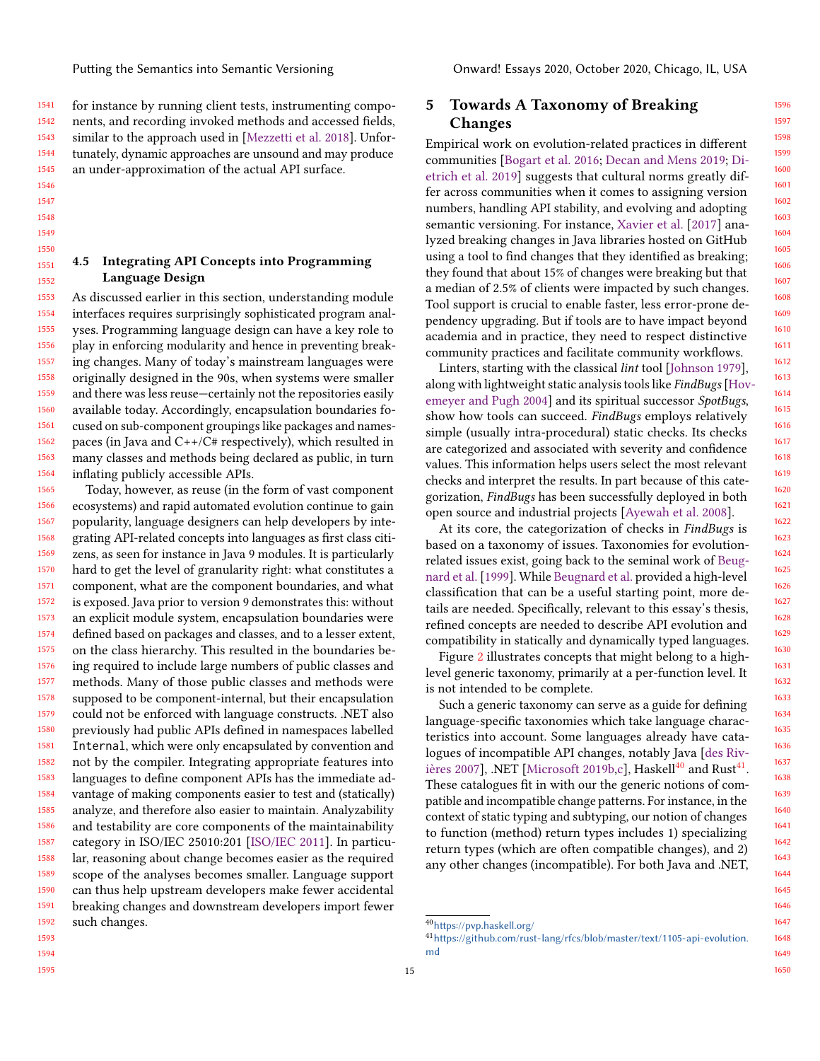for instance by running client tests, instrumenting components, and recording invoked methods and accessed fields, similar to the approach used in [Mezzetti et al. 2018]. Unfortunately, dynamic approaches are unsound and may produce an under-approximation of the actual API surface.

### 4.5 Integrating API Concepts into Programming Language Design

As discussed earlier in this section, understanding module interfaces requires surprisingly sophisticated program analyses. Programming language design can have a key role to play in enforcing modularity and hence in preventing breaking changes. Many of today's mainstream languages were originally designed in the 90s, when systems were smaller and there was less reuse—certainly not the repositories easily available today. Accordingly, encapsulation boundaries focused on sub-component groupings like packages and namespaces (in Java and C++/C# respectively), which resulted in many classes and methods being declared as public, in turn inflating publicly accessible APIs.

Today, however, as reuse (in the form of vast component ecosystems) and rapid automated evolution continue to gain popularity, language designers can help developers by integrating API-related concepts into languages as first class citizens, as seen for instance in Java 9 modules. It is particularly hard to get the level of granularity right: what constitutes a component, what are the component boundaries, and what is exposed. Java prior to version 9 demonstrates this: without an explicit module system, encapsulation boundaries were defined based on packages and classes, and to a lesser extent, on the class hierarchy. This resulted in the boundaries being required to include large numbers of public classes and methods. Many of those public classes and methods were supposed to be component-internal, but their encapsulation could not be enforced with language constructs. .NET also previously had public APIs defined in namespaces labelled `Internal`, which were only encapsulated by convention and not by the compiler. Integrating appropriate features into languages to define component APIs has the immediate advantage of making components easier to test and (statically) analyze, and therefore also easier to maintain. Analyzability and testability are core components of the maintainability category in ISO/IEC 25010:201 [ISO/IEC 2011]. In particular, reasoning about change becomes easier as the required scope of the analyses becomes smaller. Language support can thus help upstream developers make fewer accidental breaking changes and downstream developers import fewer such changes.

## 5 Towards A Taxonomy of Breaking Changes

Empirical work on evolution-related practices in different communities [Bogart et al. 2016; Decan and Mens 2019; Dietrich et al. 2019] suggests that cultural norms greatly differ across communities when it comes to assigning version numbers, handling API stability, and evolving and adopting semantic versioning. For instance, Xavier et al. [2017] analyzed breaking changes in Java libraries hosted on GitHub using a tool to find changes that they identified as breaking; they found that about 15% of changes were breaking but that a median of 2.5% of clients were impacted by such changes. Tool support is crucial to enable faster, less error-prone dependency upgrading. But if tools are to have impact beyond academia and in practice, they need to respect distinctive community practices and facilitate community workflows.

Linters, starting with the classical *lint* tool [Johnson 1979], along with lightweight static analysis tools like *FindBugs* [Hovemeyer and Pugh 2004] and its spiritual successor *SpotBugs*, show how tools can succeed. *FindBugs* employs relatively simple (usually intra-procedural) static checks. Its checks are categorized and associated with severity and confidence values. This information helps users select the most relevant checks and interpret the results. In part because of this categorization, *FindBugs* has been successfully deployed in both open source and industrial projects [Ayewah et al. 2008].

At its core, the categorization of checks in *FindBugs* is based on a taxonomy of issues. Taxonomies for evolution-related issues exist, going back to the seminal work of Beugnard et al. [1999]. While Beugnard et al. provided a high-level classification that can be a useful starting point, more details are needed. Specifically, relevant to this essay's thesis, refined concepts are needed to describe API evolution and compatibility in statically and dynamically typed languages.

Figure 2 illustrates concepts that might belong to a high-level generic taxonomy, primarily at a per-function level. It is not intended to be complete.

Such a generic taxonomy can serve as a guide for defining language-specific taxonomies which take language characteristics into account. Some languages already have catalogues of incompatible API changes, notably Java [des Rivières 2007], .NET [Microsoft 2019b,c], Haskell[40] and Rust[41]. These catalogues fit in with our the generic notions of compatible and incompatible change patterns. For instance, in the context of static typing and subtyping, our notion of changes to function (method) return types includes 1) specializing return types (which are often compatible changes), and 2) any other changes (incompatible). For both Java and .NET,

[40] https://pvp.haskell.org/

[41] https://github.com/rust-lang/rfcs/blob/master/text/1105-api-evolution.md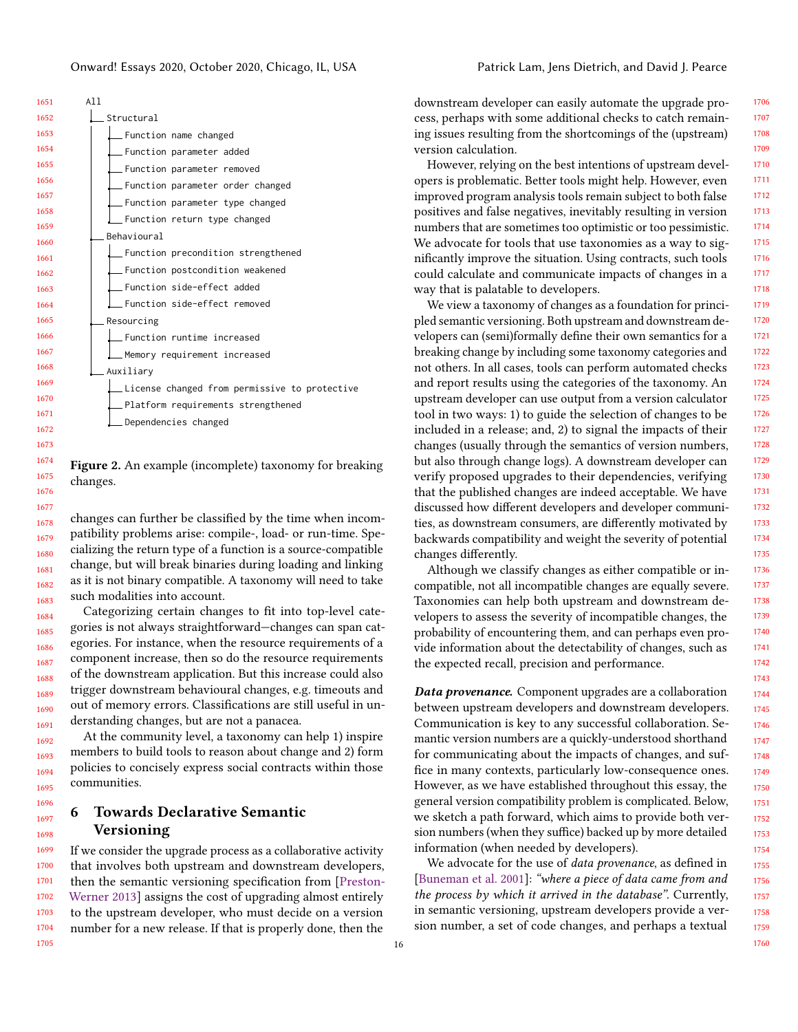```
All
├── Structural
│   ├── Function name changed
│   ├── Function parameter added
│   ├── Function parameter removed
│   ├── Function parameter order changed
│   ├── Function parameter type changed
│   └── Function return type changed
├── Behavioural
│   ├── Function precondition strengthened
│   ├── Function postcondition weakened
│   ├── Function side-effect added
│   └── Function side-effect removed
├── Resourcing
│   ├── Function runtime increased
│   └── Memory requirement increased
└── Auxiliary
    ├── License changed from permissive to protective
    ├── Platform requirements strengthened
    └── Dependencies changed
```

**Figure 2.** An example (incomplete) taxonomy for breaking changes.

changes can further be classified by the time when incompatibility problems arise: compile-, load- or run-time. Specializing the return type of a function is a source-compatible change, but will break binaries during loading and linking as it is not binary compatible. A taxonomy will need to take such modalities into account.

Categorizing certain changes to fit into top-level categories is not always straightforward—changes can span categories. For instance, when the resource requirements of a component increase, then so do the resource requirements of the downstream application. But this increase could also trigger downstream behavioural changes, e.g. timeouts and out of memory errors. Classifications are still useful in understanding changes, but are not a panacea.

At the community level, a taxonomy can help 1) inspire members to build tools to reason about change and 2) form policies to concisely express social contracts within those communities.

## 6 Towards Declarative Semantic Versioning

If we consider the upgrade process as a collaborative activity that involves both upstream and downstream developers, then the semantic versioning specification from [Preston-Werner 2013] assigns the cost of upgrading almost entirely to the upstream developer, who must decide on a version number for a new release. If that is properly done, then the downstream developer can easily automate the upgrade process, perhaps with some additional checks to catch remaining issues resulting from the shortcomings of the (upstream) version calculation.

However, relying on the best intentions of upstream developers is problematic. Better tools might help. However, even improved program analysis tools remain subject to both false positives and false negatives, inevitably resulting in version numbers that are sometimes too optimistic or too pessimistic. We advocate for tools that use taxonomies as a way to significantly improve the situation. Using contracts, such tools could calculate and communicate impacts of changes in a way that is palatable to developers.

We view a taxonomy of changes as a foundation for principled semantic versioning. Both upstream and downstream developers can (semi)formally define their own semantics for a breaking change by including some taxonomy categories and not others. In all cases, tools can perform automated checks and report results using the categories of the taxonomy. An upstream developer can use output from a version calculator tool in two ways: 1) to guide the selection of changes to be included in a release; and, 2) to signal the impacts of their changes (usually through the semantics of version numbers, but also through change logs). A downstream developer can verify proposed upgrades to their dependencies, verifying that the published changes are indeed acceptable. We have discussed how different developers and developer communities, as downstream consumers, are differently motivated by backwards compatibility and weight the severity of potential changes differently.

Although we classify changes as either compatible or incompatible, not all incompatible changes are equally severe. Taxonomies can help both upstream and downstream developers to assess the severity of incompatible changes, the probability of encountering them, and can perhaps even provide information about the detectability of changes, such as the expected recall, precision and performance.

***Data provenance.*** Component upgrades are a collaboration between upstream developers and downstream developers. Communication is key to any successful collaboration. Semantic version numbers are a quickly-understood shorthand for communicating about the impacts of changes, and suffice in many contexts, particularly low-consequence ones. However, as we have established throughout this essay, the general version compatibility problem is complicated. Below, we sketch a path forward, which aims to provide both version numbers (when they suffice) backed up by more detailed information (when needed by developers).

We advocate for the use of *data provenance*, as defined in [Buneman et al. 2001]: *"where a piece of data came from and the process by which it arrived in the database"*. Currently, in semantic versioning, upstream developers provide a version number, a set of code changes, and perhaps a textual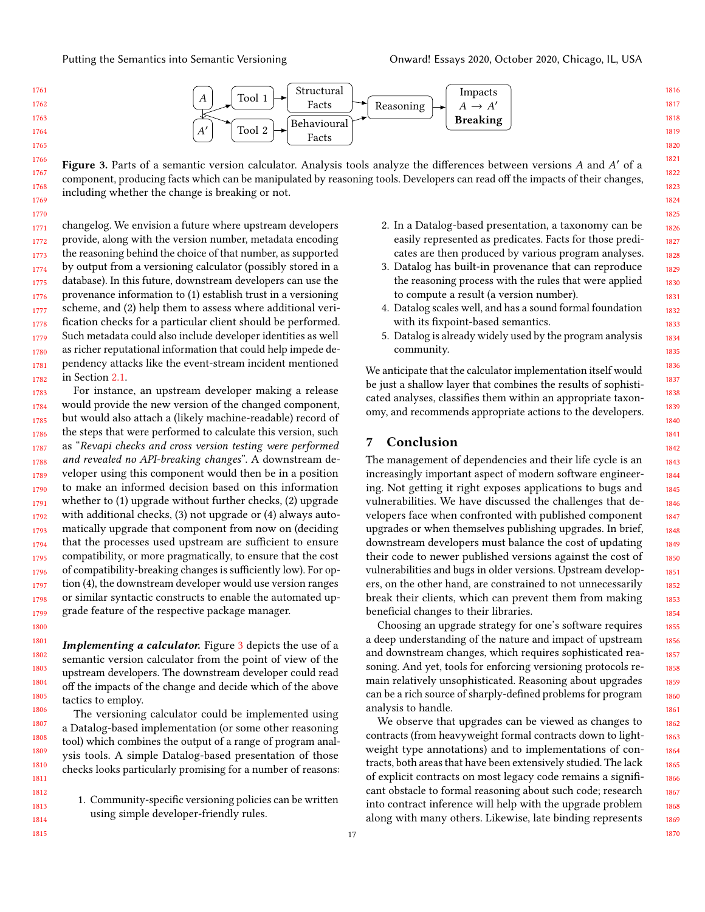Figure 3. Parts of a semantic version calculator. Analysis tools analyze the differences between versions $A$ and $A'$ of a component, producing facts which can be manipulated by reasoning tools. Developers can read off the impacts of their changes, including whether the change is breaking or not.

changelog. We envision a future where upstream developers provide, along with the version number, metadata encoding the reasoning behind the choice of that number, as supported by output from a versioning calculator (possibly stored in a database). In this future, downstream developers can use the provenance information to (1) establish trust in a versioning scheme, and (2) help them to assess where additional verification checks for a particular client should be performed. Such metadata could also include developer identities as well as richer reputational information that could help impede dependency attacks like the event-stream incident mentioned in Section 2.1.

For instance, an upstream developer making a release would provide the new version of the changed component, but would also attach a (likely machine-readable) record of the steps that were performed to calculate this version, such as "*Revapi checks and cross version testing were performed and revealed no API-breaking changes*". A downstream developer using this component would then be in a position to make an informed decision based on this information whether to (1) upgrade without further checks, (2) upgrade with additional checks, (3) not upgrade or (4) always automatically upgrade that component from now on (deciding that the processes used upstream are sufficient to ensure compatibility, or more pragmatically, to ensure that the cost of compatibility-breaking changes is sufficiently low). For option (4), the downstream developer would use version ranges or similar syntactic constructs to enable the automated upgrade feature of the respective package manager.

***Implementing a calculator.*** Figure 3 depicts the use of a semantic version calculator from the point of view of the upstream developers. The downstream developer could read off the impacts of the change and decide which of the above tactics to employ.

The versioning calculator could be implemented using a Datalog-based implementation (or some other reasoning tool) which combines the output of a range of program analysis tools. A simple Datalog-based presentation of those checks looks particularly promising for a number of reasons:

1. Community-specific versioning policies can be written using simple developer-friendly rules.
2. In a Datalog-based presentation, a taxonomy can be easily represented as predicates. Facts for those predicates are then produced by various program analyses.
3. Datalog has built-in provenance that can reproduce the reasoning process with the rules that were applied to compute a result (a version number).
4. Datalog scales well, and has a sound formal foundation with its fixpoint-based semantics.
5. Datalog is already widely used by the program analysis community.

We anticipate that the calculator implementation itself would be just a shallow layer that combines the results of sophisticated analyses, classifies them within an appropriate taxonomy, and recommends appropriate actions to the developers.

## 7 Conclusion

The management of dependencies and their life cycle is an increasingly important aspect of modern software engineering. Not getting it right exposes applications to bugs and vulnerabilities. We have discussed the challenges that developers face when confronted with published component upgrades or when themselves publishing upgrades. In brief, downstream developers must balance the cost of updating their code to newer published versions against the cost of vulnerabilities and bugs in older versions. Upstream developers, on the other hand, are constrained to not unnecessarily break their clients, which can prevent them from making beneficial changes to their libraries.

Choosing an upgrade strategy for one's software requires a deep understanding of the nature and impact of upstream and downstream changes, which requires sophisticated reasoning. And yet, tools for enforcing versioning protocols remain relatively unsophisticated. Reasoning about upgrades can be a rich source of sharply-defined problems for program analysis to handle.

We observe that upgrades can be viewed as changes to contracts (from heavyweight formal contracts down to lightweight type annotations) and to implementations of contracts, both areas that have been extensively studied. The lack of explicit contracts on most legacy code remains a significant obstacle to formal reasoning about such code; research into contract inference will help with the upgrade problem along with many others. Likewise, late binding represents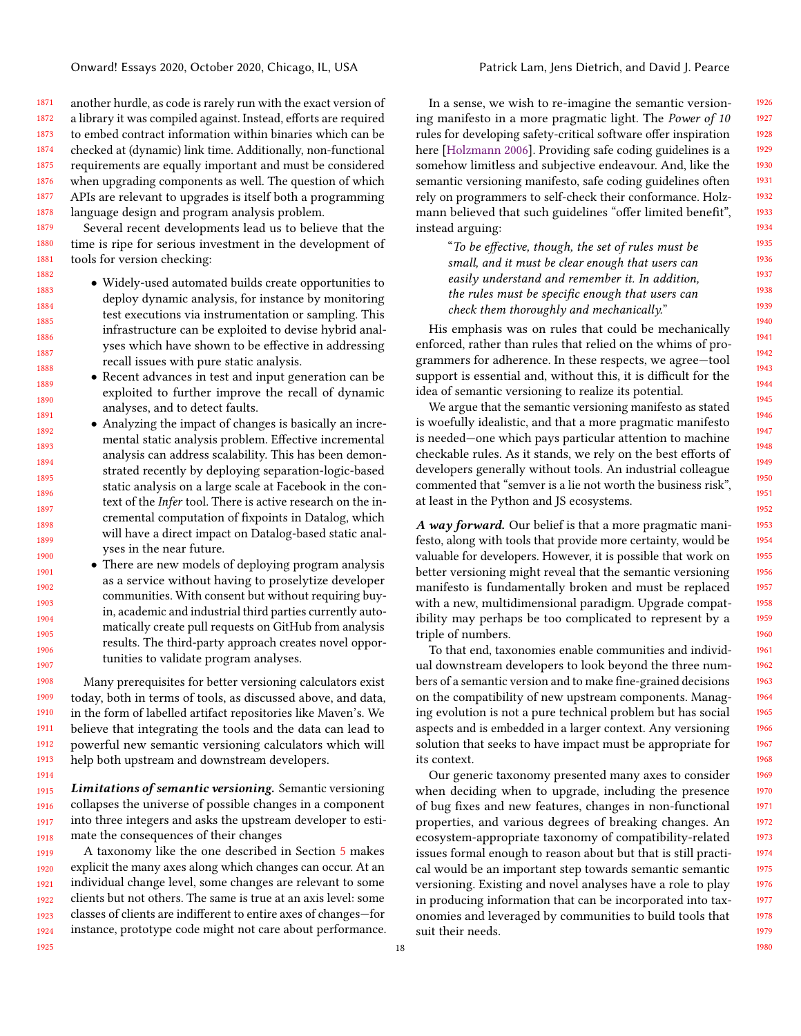another hurdle, as code is rarely run with the exact version of a library it was compiled against. Instead, efforts are required to embed contract information within binaries which can be checked at (dynamic) link time. Additionally, non-functional requirements are equally important and must be considered when upgrading components as well. The question of which APIs are relevant to upgrades is itself both a programming language design and program analysis problem.

Several recent developments lead us to believe that the time is ripe for serious investment in the development of tools for version checking:

- Widely-used automated builds create opportunities to deploy dynamic analysis, for instance by monitoring test executions via instrumentation or sampling. This infrastructure can be exploited to devise hybrid analyses which have shown to be effective in addressing recall issues with pure static analysis.
- Recent advances in test and input generation can be exploited to further improve the recall of dynamic analyses, and to detect faults.
- Analyzing the impact of changes is basically an incremental static analysis problem. Effective incremental analysis can address scalability. This has been demonstrated recently by deploying separation-logic-based static analysis on a large scale at Facebook in the context of the *Infer* tool. There is active research on the incremental computation of fixpoints in Datalog, which will have a direct impact on Datalog-based static analyses in the near future.
- There are new models of deploying program analysis as a service without having to proselytize developer communities. With consent but without requiring buy-in, academic and industrial third parties currently automatically create pull requests on GitHub from analysis results. The third-party approach creates novel opportunities to validate program analyses.

Many prerequisites for better versioning calculators exist today, both in terms of tools, as discussed above, and data, in the form of labelled artifact repositories like Maven's. We believe that integrating the tools and the data can lead to powerful new semantic versioning calculators which will help both upstream and downstream developers.

***Limitations of semantic versioning.*** Semantic versioning collapses the universe of possible changes in a component into three integers and asks the upstream developer to estimate the consequences of their changes

A taxonomy like the one described in Section 5 makes explicit the many axes along which changes can occur. At an individual change level, some changes are relevant to some clients but not others. The same is true at an axis level: some classes of clients are indifferent to entire axes of changes—for instance, prototype code might not care about performance.

In a sense, we wish to re-imagine the semantic versioning manifesto in a more pragmatic light. The *Power of 10* rules for developing safety-critical software offer inspiration here [Holzmann 2006]. Providing safe coding guidelines is a somehow limitless and subjective endeavour. And, like the semantic versioning manifesto, safe coding guidelines often rely on programmers to self-check their conformance. Holzmann believed that such guidelines "offer limited benefit", instead arguing:

> "*To be effective, though, the set of rules must be small, and it must be clear enough that users can easily understand and remember it. In addition, the rules must be specific enough that users can check them thoroughly and mechanically.*"

His emphasis was on rules that could be mechanically enforced, rather than rules that relied on the whims of programmers for adherence. In these respects, we agree—tool support is essential and, without this, it is difficult for the idea of semantic versioning to realize its potential.

We argue that the semantic versioning manifesto as stated is woefully idealistic, and that a more pragmatic manifesto is needed—one which pays particular attention to machine checkable rules. As it stands, we rely on the best efforts of developers generally without tools. An industrial colleague commented that "semver is a lie not worth the business risk", at least in the Python and JS ecosystems.

***A way forward.*** Our belief is that a more pragmatic manifesto, along with tools that provide more certainty, would be valuable for developers. However, it is possible that work on better versioning might reveal that the semantic versioning manifesto is fundamentally broken and must be replaced with a new, multidimensional paradigm. Upgrade compatibility may perhaps be too complicated to represent by a triple of numbers.

To that end, taxonomies enable communities and individual downstream developers to look beyond the three numbers of a semantic version and to make fine-grained decisions on the compatibility of new upstream components. Managing evolution is not a pure technical problem but has social aspects and is embedded in a larger context. Any versioning solution that seeks to have impact must be appropriate for its context.

Our generic taxonomy presented many axes to consider when deciding when to upgrade, including the presence of bug fixes and new features, changes in non-functional properties, and various degrees of breaking changes. An ecosystem-appropriate taxonomy of compatibility-related issues formal enough to reason about but that is still practical would be an important step towards semantic semantic versioning. Existing and novel analyses have a role to play in producing information that can be incorporated into taxonomies and leveraged by communities to build tools that suit their needs.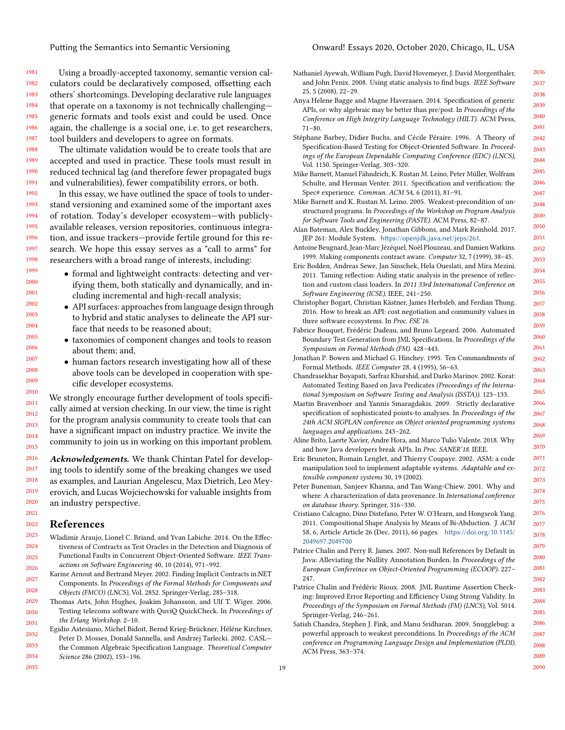Using a broadly-accepted taxonomy, semantic version calculators could be declaratively composed, offsetting each others' shortcomings. Developing declarative rule languages that operate on a taxonomy is not technically challenging—generic formats and tools exist and could be used. Once again, the challenge is a social one, i.e. to get researchers, tool builders and developers to agree on formats.

The ultimate validation would be to create tools that are accepted and used in practice. These tools must result in reduced technical lag (and therefore fewer propagated bugs and vulnerabilities), fewer compatibility errors, or both.

In this essay, we have outlined the space of tools to understand versioning and examined some of the important axes of rotation. Today's developer ecosystem—with publicly-available releases, version repositories, continuous integration, and issue trackers—provide fertile ground for this research. We hope this essay serves as a "call to arms" for researchers with a broad range of interests, including:

- formal and lightweight contracts: detecting and verifying them, both statically and dynamically, and including incremental and high-recall analysis;
- API surfaces: approaches from language design through to hybrid and static analyses to delineate the API surface that needs to be reasoned about;
- taxonomies of component changes and tools to reason about them; and,
- human factors research investigating how all of these above tools can be developed in cooperation with specific developer ecosystems.

We strongly encourage further development of tools specifically aimed at version checking. In our view, the time is right for the program analysis community to create tools that can have a significant impact on industry practice. We invite the community to join us in working on this important problem.

***Acknowledgements.*** We thank Chintan Patel for developing tools to identify some of the breaking changes we used as examples, and Laurian Angelescu, Max Dietrich, Leo Meyerovich, and Lucas Wojciechowski for valuable insights from an industry perspective.

## References

Wladimir Araujo, Lionel C. Briand, and Yvan Labiche. 2014. On the Effectiveness of Contracts as Test Oracles in the Detection and Diagnosis of Functional Faults in Concurrent Object-Oriented Software. *IEEE Transactions on Software Engineering* 40, 10 (2014), 971–992.

Karine Arnout and Bertrand Meyer. 2002. Finding Implicit Contracts in.NET Components. In *Proceedings of the Formal Methods for Components and Objects (FMCO) (LNCS)*, Vol. 2852. Springer-Verlag, 285–318.

Thomas Arts, John Hughes, Joakim Johansson, and Ulf T. Wiger. 2006. Testing telecoms software with QuviQ QuickCheck. In *Proceedings of the Erlang Workshop*. 2–10.

Egidio Astesiano, Michel Bidoit, Bernd Krieg-Brückner, Héléne Kirchner, Peter D. Mosses, Donald Sannella, and Andrzej Tarlecki. 2002. CASL—the Common Algebraic Specification Language. *Theoretical Computer Science* 286 (2002), 153–196.

Nathaniel Ayewah, William Pugh, David Hovemeyer, J. David Morgenthaler, and John Penix. 2008. Using static analysis to find bugs. *IEEE Software* 25, 5 (2008), 22–29.

Anya Helene Bagge and Magne Haveraaen. 2014. Specification of generic APIs, or: why algebraic may be better than pre/post. In *Proceedings of the Conference on High Integrity Language Technology (HILT)*. ACM Press, 71–80.

Stéphane Barbey, Didier Buchs, and Cécile Péraire. 1996. A Theory of Specification-Based Testing for Object-Oriented Software. In *Proceedings of the European Dependable Computing Conference (EDC) (LNCS)*, Vol. 1150. Springer-Verlag, 303–320.

Mike Barnett, Manuel Fähndrich, K. Rustan M. Leino, Peter Müller, Wolfram Schulte, and Herman Venter. 2011. Specification and verification: the Spec# experience. *Commun. ACM* 54, 6 (2011), 81–91.

Mike Barnett and K. Rustan M. Leino. 2005. Weakest-precondition of unstructured programs. In *Proceedings of the Workshop on Program Analysis for Software Tools and Engineering (PASTE)*. ACM Press, 82–87.

Alan Bateman, Alex Buckley, Jonathan Gibbons, and Mark Reinhold. 2017. JEP 261: Module System. https://openjdk.java.net/jeps/261.

Antoine Beugnard, Jean-Marc Jézéquel, Noël Plouzeau, and Damien Watkins. 1999. Making components contract aware. *Computer* 32, 7 (1999), 38–45.

Eric Bodden, Andreas Sewe, Jan Sinschek, Hela Oueslati, and Mira Mezini. 2011. Taming reflection: Aiding static analysis in the presence of reflection and custom class loaders. In *2011 33rd International Conference on Software Engineering (ICSE)*. IEEE, 241–250.

Christopher Bogart, Christian Kästner, James Herbsleb, and Ferdian Thung. 2016. How to break an API: cost negotiation and community values in three software ecosystems. In *Proc. FSE'16*.

Fabrice Bouquet, Frédéric Dadeau, and Bruno Legeard. 2006. Automated Boundary Test Generation from JML Specifications. In *Proceedings of the Symposium on Formal Methods (FM)*. 428–443.

Jonathan P. Bowen and Michael G. Hinchey. 1995. Ten Commandments of Formal Methods. *IEEE Computer* 28, 4 (1995), 56–63.

Chandrasekhar Boyapati, Sarfraz Khurshid, and Darko Marinov. 2002. Korat: Automated Testing Based on Java Predicates *(Proceedings of the International Symposium on Software Testing and Analysis (ISSTA))*. 123–133.

Martin Bravenboer and Yannis Smaragdakis. 2009. Strictly declarative specification of sophisticated points-to analyses. In *Proceedings of the 24th ACM SIGPLAN conference on Object oriented programming systems languages and applications*. 243–262.

Aline Brito, Laerte Xavier, Andre Hora, and Marco Tulio Valente. 2018. Why and how Java developers break APIs. In *Proc. SANER'18*. IEEE.

Eric Bruneton, Romain Lenglet, and Thierry Coupaye. 2002. ASM: a code manipulation tool to implement adaptable systems. *Adaptable and extensible component systems* 30, 19 (2002).

Peter Buneman, Sanjeev Khanna, and Tan Wang-Chiew. 2001. Why and where: A characterization of data provenance. In *International conference on database theory*. Springer, 316–330.

Cristiano Calcagno, Dino Distefano, Peter W. O'Hearn, and Hongseok Yang. 2011. Compositional Shape Analysis by Means of Bi-Abduction. *J. ACM* 58, 6, Article Article 26 (Dec. 2011), 66 pages. https://doi.org/10.1145/2049697.2049700

Patrice Chalin and Perry R. James. 2007. Non-null References by Default in Java: Alleviating the Nullity Annotation Burden. In *Proceedings of the European Confereince on Object-Oriented Programming (ECOOP)*. 227–247.

Patrice Chalin and Frédéric Rioux. 2008. JML Runtime Assertion Checking: Improved Error Reporting and Efficiency Using Strong Validity. In *Proceedings of the Symposium on Formal Methods (FM) (LNCS)*, Vol. 5014. Springer-Verlag, 246–261.

Satish Chandra, Stephen J. Fink, and Manu Sridharan. 2009. Snugglebug: a powerful approach to weakest preconditions. In *Proceedings of the ACM conference on Programming Language Design and Implementation (PLDI)*. ACM Press, 363–374.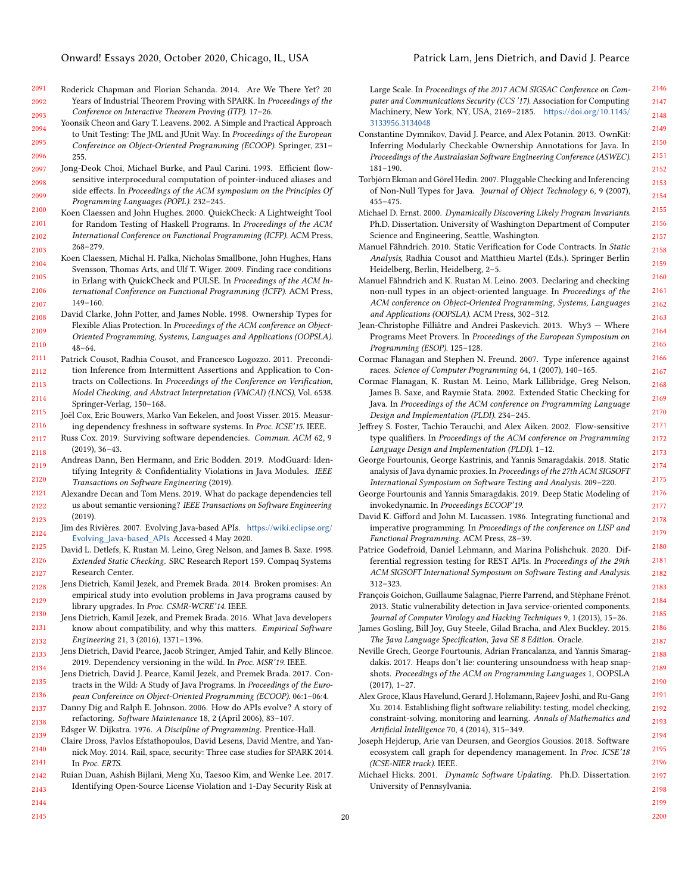Roderick Chapman and Florian Schanda. 2014. Are We There Yet? 20 Years of Industrial Theorem Proving with SPARK. In *Proceedings of the Conference on Interactive Theorem Proving (ITP)*. 17–26.

Yoonsik Cheon and Gary T. Leavens. 2002. A Simple and Practical Approach to Unit Testing: The JML and JUnit Way. In *Proceedings of the European Confereince on Object-Oriented Programming (ECOOP)*. Springer, 231–255.

Jong-Deok Choi, Michael Burke, and Paul Carini. 1993. Efficient flow-sensitive interprocedural computation of pointer-induced aliases and side effects. In *Proceedings of the ACM symposium on the Principles Of Programming Languages (POPL)*. 232–245.

Koen Claessen and John Hughes. 2000. QuickCheck: A Lightweight Tool for Random Testing of Haskell Programs. In *Proceedings of the ACM International Conference on Functional Programming (ICFP)*. ACM Press, 268–279.

Koen Claessen, Michal H. Palka, Nicholas Smallbone, John Hughes, Hans Svensson, Thomas Arts, and Ulf T. Wiger. 2009. Finding race conditions in Erlang with QuickCheck and PULSE. In *Proceedings of the ACM International Conference on Functional Programming (ICFP)*. ACM Press, 149–160.

David Clarke, John Potter, and James Noble. 1998. Ownership Types for Flexible Alias Protection. In *Proceedings of the ACM conference on Object-Oriented Programming, Systems, Languages and Applications (OOPSLA)*. 48–64.

Patrick Cousot, Radhia Cousot, and Francesco Logozzo. 2011. Precondition Inference from Intermittent Assertions and Application to Contracts on Collections. In *Proceedings of the Conference on Verification, Model Checking, and Abstract Interpretation (VMCAI) (LNCS)*, Vol. 6538. Springer-Verlag, 150–168.

Joël Cox, Eric Bouwers, Marko Van Eekelen, and Joost Visser. 2015. Measuring dependency freshness in software systems. In *Proc. ICSE'15*. IEEE.

Russ Cox. 2019. Surviving software dependencies. *Commun. ACM* 62, 9 (2019), 36–43.

Andreas Dann, Ben Hermann, and Eric Bodden. 2019. ModGuard: Identifying Integrity & Confidentiality Violations in Java Modules. *IEEE Transactions on Software Engineering* (2019).

Alexandre Decan and Tom Mens. 2019. What do package dependencies tell us about semantic versioning? *IEEE Transactions on Software Engineering* (2019).

Jim des Rivières. 2007. Evolving Java-based APIs. https://wiki.eclipse.org/Evolving_Java-based_APIs Accessed 4 May 2020.

David L. Detlefs, K. Rustan M. Leino, Greg Nelson, and James B. Saxe. 1998. *Extended Static Checking*. SRC Research Report 159. Compaq Systems Research Center.

Jens Dietrich, Kamil Jezek, and Premek Brada. 2014. Broken promises: An empirical study into evolution problems in Java programs caused by library upgrades. In *Proc. CSMR-WCRE'14*. IEEE.

Jens Dietrich, Kamil Jezek, and Premek Brada. 2016. What Java developers know about compatibility, and why this matters. *Empirical Software Engineering* 21, 3 (2016), 1371–1396.

Jens Dietrich, David Pearce, Jacob Stringer, Amjed Tahir, and Kelly Blincoe. 2019. Dependency versioning in the wild. In *Proc. MSR'19*. IEEE.

Jens Dietrich, David J. Pearce, Kamil Jezek, and Premek Brada. 2017. Contracts in the Wild: A Study of Java Programs. In *Proceedings of the European Confereince on Object-Oriented Programming (ECOOP)*. 06:1–06:4.

Danny Dig and Ralph E. Johnson. 2006. How do APIs evolve? A story of refactoring. *Software Maintenance* 18, 2 (April 2006), 83–107.

Edsger W. Dijkstra. 1976. *A Discipline of Programming*. Prentice-Hall.

Claire Dross, Pavlos Efstathopoulos, David Lesens, David Mentre, and Yannick Moy. 2014. Rail, space, security: Three case studies for SPARK 2014. In *Proc. ERTS*.

Ruian Duan, Ashish Bijlani, Meng Xu, Taesoo Kim, and Wenke Lee. 2017. Identifying Open-Source License Violation and 1-Day Security Risk at Large Scale. In *Proceedings of the 2017 ACM SIGSAC Conference on Computer and Communications Security (CCS '17)*. Association for Computing Machinery, New York, NY, USA, 2169–2185. https://doi.org/10.1145/3133956.3134048

Constantine Dymnikov, David J. Pearce, and Alex Potanin. 2013. OwnKit: Inferring Modularly Checkable Ownership Annotations for Java. In *Proceedings of the Australasian Software Engineering Conference (ASWEC)*. 181–190.

Torbjörn Ekman and Görel Hedin. 2007. Pluggable Checking and Inferencing of Non-Null Types for Java. *Journal of Object Technology* 6, 9 (2007), 455–475.

Michael D. Ernst. 2000. *Dynamically Discovering Likely Program Invariants*. Ph.D. Dissertation. University of Washington Department of Computer Science and Engineering, Seattle, Washington.

Manuel Fähndrich. 2010. Static Verification for Code Contracts. In *Static Analysis*, Radhia Cousot and Matthieu Martel (Eds.). Springer Berlin Heidelberg, Berlin, Heidelberg, 2–5.

Manuel Fähndrich and K. Rustan M. Leino. 2003. Declaring and checking non-null types in an object-oriented language. In *Proceedings of the ACM conference on Object-Oriented Programming, Systems, Languages and Applications (OOPSLA)*. ACM Press, 302–312.

Jean-Christophe Filliâtre and Andrei Paskevich. 2013. Why3 — Where Programs Meet Provers. In *Proceedings of the European Symposium on Programming (ESOP)*. 125–128.

Cormac Flanagan and Stephen N. Freund. 2007. Type inference against races. *Science of Computer Programming* 64, 1 (2007), 140–165.

Cormac Flanagan, K. Rustan M. Leino, Mark Lillibridge, Greg Nelson, James B. Saxe, and Raymie Stata. 2002. Extended Static Checking for Java. In *Proceedings of the ACM conference on Programming Language Design and Implementation (PLDI)*. 234–245.

Jeffrey S. Foster, Tachio Terauchi, and Alex Aiken. 2002. Flow-sensitive type qualifiers. In *Proceedings of the ACM conference on Programming Language Design and Implementation (PLDI)*. 1–12.

George Fourtounis, George Kastrinis, and Yannis Smaragdakis. 2018. Static analysis of Java dynamic proxies. In *Proceedings of the 27th ACM SIGSOFT International Symposium on Software Testing and Analysis*. 209–220.

George Fourtounis and Yannis Smaragdakis. 2019. Deep Static Modeling of invokedynamic. In *Proceedings ECOOP'19*.

David K. Gifford and John M. Lucassen. 1986. Integrating functional and imperative programming. In *Proceedings of the conference on LISP and Functional Programming*. ACM Press, 28–39.

Patrice Godefroid, Daniel Lehmann, and Marina Polishchuk. 2020. Differential regression testing for REST APIs. In *Proceedings of the 29th ACM SIGSOFT International Symposium on Software Testing and Analysis*. 312–323.

François Goichon, Guillaume Salagnac, Pierre Parrend, and Stéphane Frénot. 2013. Static vulnerability detection in Java service-oriented components. *Journal of Computer Virology and Hacking Techniques* 9, 1 (2013), 15–26.

James Gosling, Bill Joy, Guy Steele, Gilad Bracha, and Alex Buckley. 2015. *The Java Language Specification, Java SE 8 Edition*. Oracle.

Neville Grech, George Fourtounis, Adrian Francalanza, and Yannis Smaragdakis. 2017. Heaps don't lie: countering unsoundness with heap snapshots. *Proceedings of the ACM on Programming Languages* 1, OOPSLA (2017), 1–27.

Alex Groce, Klaus Havelund, Gerard J. Holzmann, Rajeev Joshi, and Ru-Gang Xu. 2014. Establishing flight software reliability: testing, model checking, constraint-solving, monitoring and learning. *Annals of Mathematics and Artificial Intelligence* 70, 4 (2014), 315–349.

Joseph Hejderup, Arie van Deursen, and Georgios Gousios. 2018. Software ecosystem call graph for dependency management. In *Proc. ICSE'18 (ICSE-NIER track)*. IEEE.

Michael Hicks. 2001. *Dynamic Software Updating*. Ph.D. Dissertation. University of Pennsylvania.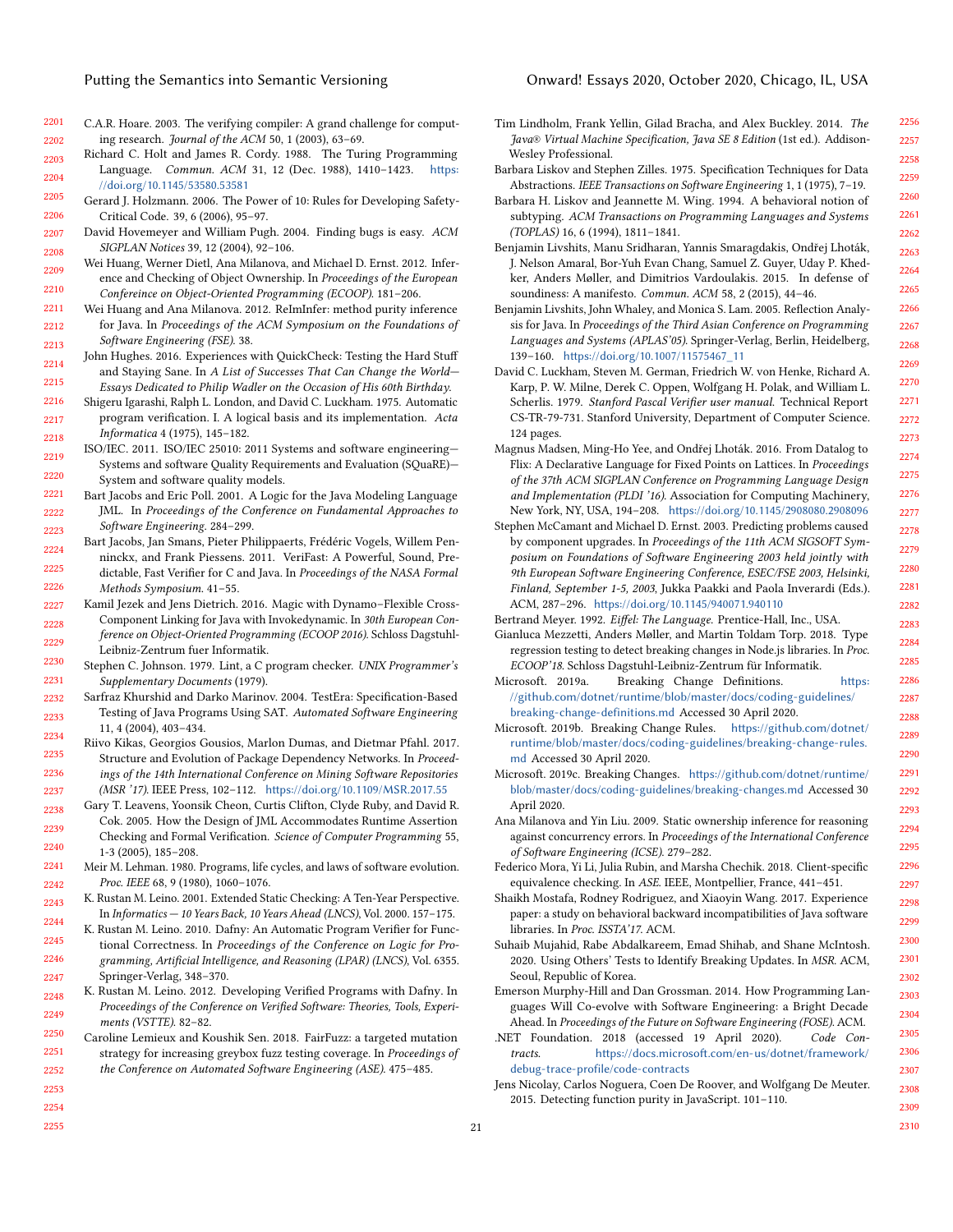C.A.R. Hoare. 2003. The verifying compiler: A grand challenge for computing research. *Journal of the ACM* 50, 1 (2003), 63–69.

Richard C. Holt and James R. Cordy. 1988. The Turing Programming Language. *Commun. ACM* 31, 12 (Dec. 1988), 1410–1423. https://doi.org/10.1145/53580.53581

Gerard J. Holzmann. 2006. The Power of 10: Rules for Developing Safety-Critical Code. 39, 6 (2006), 95–97.

David Hovemeyer and William Pugh. 2004. Finding bugs is easy. *ACM SIGPLAN Notices* 39, 12 (2004), 92–106.

Wei Huang, Werner Dietl, Ana Milanova, and Michael D. Ernst. 2012. Inference and Checking of Object Ownership. In *Proceedings of the European Confereince on Object-Oriented Programming (ECOOP)*. 181–206.

Wei Huang and Ana Milanova. 2012. ReImInfer: method purity inference for Java. In *Proceedings of the ACM Symposium on the Foundations of Software Engineering (FSE)*. 38.

John Hughes. 2016. Experiences with QuickCheck: Testing the Hard Stuff and Staying Sane. In *A List of Successes That Can Change the World—Essays Dedicated to Philip Wadler on the Occasion of His 60th Birthday*.

Shigeru Igarashi, Ralph L. London, and David C. Luckham. 1975. Automatic program verification. I. A logical basis and its implementation. *Acta Informatica* 4 (1975), 145–182.

ISO/IEC. 2011. ISO/IEC 25010: 2011 Systems and software engineering—Systems and software Quality Requirements and Evaluation (SQuaRE)—System and software quality models.

Bart Jacobs and Eric Poll. 2001. A Logic for the Java Modeling Language JML. In *Proceedings of the Conference on Fundamental Approaches to Software Engineering*. 284–299.

Bart Jacobs, Jan Smans, Pieter Philippaerts, Frédéric Vogels, Willem Penninckx, and Frank Piessens. 2011. VeriFast: A Powerful, Sound, Predictable, Fast Verifier for C and Java. In *Proceedings of the NASA Formal Methods Symposium*. 41–55.

Kamil Jezek and Jens Dietrich. 2016. Magic with Dynamo–Flexible Cross-Component Linking for Java with Invokedynamic. In *30th European Conference on Object-Oriented Programming (ECOOP 2016)*. Schloss Dagstuhl-Leibniz-Zentrum fuer Informatik.

Stephen C. Johnson. 1979. Lint, a C program checker. *UNIX Programmer's Supplementary Documents* (1979).

Sarfraz Khurshid and Darko Marinov. 2004. TestEra: Specification-Based Testing of Java Programs Using SAT. *Automated Software Engineering* 11, 4 (2004), 403–434.

Riivo Kikas, Georgios Gousios, Marlon Dumas, and Dietmar Pfahl. 2017. Structure and Evolution of Package Dependency Networks. In *Proceedings of the 14th International Conference on Mining Software Repositories (MSR '17)*. IEEE Press, 102–112. https://doi.org/10.1109/MSR.2017.55

Gary T. Leavens, Yoonsik Cheon, Curtis Clifton, Clyde Ruby, and David R. Cok. 2005. How the Design of JML Accommodates Runtime Assertion Checking and Formal Verification. *Science of Computer Programming* 55, 1-3 (2005), 185–208.

Meir M. Lehman. 1980. Programs, life cycles, and laws of software evolution. *Proc. IEEE* 68, 9 (1980), 1060–1076.

K. Rustan M. Leino. 2001. Extended Static Checking: A Ten-Year Perspective. In *Informatics — 10 Years Back, 10 Years Ahead (LNCS)*, Vol. 2000. 157–175.

K. Rustan M. Leino. 2010. Dafny: An Automatic Program Verifier for Functional Correctness. In *Proceedings of the Conference on Logic for Programming, Artificial Intelligence, and Reasoning (LPAR) (LNCS)*, Vol. 6355. Springer-Verlag, 348–370.

K. Rustan M. Leino. 2012. Developing Verified Programs with Dafny. In *Proceedings of the Conference on Verified Software: Theories, Tools, Experiments (VSTTE)*. 82–82.

Caroline Lemieux and Koushik Sen. 2018. FairFuzz: a targeted mutation strategy for increasing greybox fuzz testing coverage. In *Proceedings of the Conference on Automated Software Engineering (ASE)*. 475–485.

Tim Lindholm, Frank Yellin, Gilad Bracha, and Alex Buckley. 2014. *The Java® Virtual Machine Specification, Java SE 8 Edition* (1st ed.). Addison-Wesley Professional.

Barbara Liskov and Stephen Zilles. 1975. Specification Techniques for Data Abstractions. *IEEE Transactions on Software Engineering* 1, 1 (1975), 7–19.

Barbara H. Liskov and Jeannette M. Wing. 1994. A behavioral notion of subtyping. *ACM Transactions on Programming Languages and Systems (TOPLAS)* 16, 6 (1994), 1811–1841.

Benjamin Livshits, Manu Sridharan, Yannis Smaragdakis, Ondřej Lhoták, J. Nelson Amaral, Bor-Yuh Evan Chang, Samuel Z. Guyer, Uday P. Khedker, Anders Møller, and Dimitrios Vardoulakis. 2015. In defense of soundiness: A manifesto. *Commun. ACM* 58, 2 (2015), 44–46.

Benjamin Livshits, John Whaley, and Monica S. Lam. 2005. Reflection Analysis for Java. In *Proceedings of the Third Asian Conference on Programming Languages and Systems (APLAS'05)*. Springer-Verlag, Berlin, Heidelberg, 139–160. https://doi.org/10.1007/11575467_11

David C. Luckham, Steven M. German, Friedrich W. von Henke, Richard A. Karp, P. W. Milne, Derek C. Oppen, Wolfgang H. Polak, and William L. Scherlis. 1979. *Stanford Pascal Verifier user manual.* Technical Report CS-TR-79-731. Stanford University, Department of Computer Science. 124 pages.

Magnus Madsen, Ming-Ho Yee, and Ondřej Lhoták. 2016. From Datalog to Flix: A Declarative Language for Fixed Points on Lattices. In *Proceedings of the 37th ACM SIGPLAN Conference on Programming Language Design and Implementation (PLDI '16)*. Association for Computing Machinery, New York, NY, USA, 194–208. https://doi.org/10.1145/2908080.2908096

Stephen McCamant and Michael D. Ernst. 2003. Predicting problems caused by component upgrades. In *Proceedings of the 11th ACM SIGSOFT Symposium on Foundations of Software Engineering 2003 held jointly with 9th European Software Engineering Conference, ESEC/FSE 2003, Helsinki, Finland, September 1-5, 2003*, Jukka Paakki and Paola Inverardi (Eds.). ACM, 287–296. https://doi.org/10.1145/940071.940110

Bertrand Meyer. 1992. *Eiffel: The Language.* Prentice-Hall, Inc., USA.

Gianluca Mezzetti, Anders Møller, and Martin Toldam Torp. 2018. Type regression testing to detect breaking changes in Node.js libraries. In *Proc. ECOOP'18*. Schloss Dagstuhl-Leibniz-Zentrum für Informatik.

Microsoft. 2019a. Breaking Change Definitions. https://github.com/dotnet/runtime/blob/master/docs/coding-guidelines/breaking-change-definitions.md Accessed 30 April 2020.

Microsoft. 2019b. Breaking Change Rules. https://github.com/dotnet/runtime/blob/master/docs/coding-guidelines/breaking-change-rules.md Accessed 30 April 2020.

Microsoft. 2019c. Breaking Changes. https://github.com/dotnet/runtime/blob/master/docs/coding-guidelines/breaking-changes.md Accessed 30 April 2020.

Ana Milanova and Yin Liu. 2009. Static ownership inference for reasoning against concurrency errors. In *Proceedings of the International Conference of Software Engineering (ICSE)*. 279–282.

Federico Mora, Yi Li, Julia Rubin, and Marsha Chechik. 2018. Client-specific equivalence checking. In *ASE*. IEEE, Montpellier, France, 441–451.

Shaikh Mostafa, Rodney Rodriguez, and Xiaoyin Wang. 2017. Experience paper: a study on behavioral backward incompatibilities of Java software libraries. In *Proc. ISSTA'17*. ACM.

Suhaib Mujahid, Rabe Abdalkareem, Emad Shihab, and Shane McIntosh. 2020. Using Others' Tests to Identify Breaking Updates. In *MSR*. ACM, Seoul, Republic of Korea.

Emerson Murphy-Hill and Dan Grossman. 2014. How Programming Languages Will Co-evolve with Software Engineering: a Bright Decade Ahead. In *Proceedings of the Future on Software Engineering (FOSE)*. ACM.

.NET Foundation. 2018 (accessed 19 April 2020). *Code Contracts*. https://docs.microsoft.com/en-us/dotnet/framework/debug-trace-profile/code-contracts

Jens Nicolay, Carlos Noguera, Coen De Roover, and Wolfgang De Meuter. 2015. Detecting function purity in JavaScript. 101–110.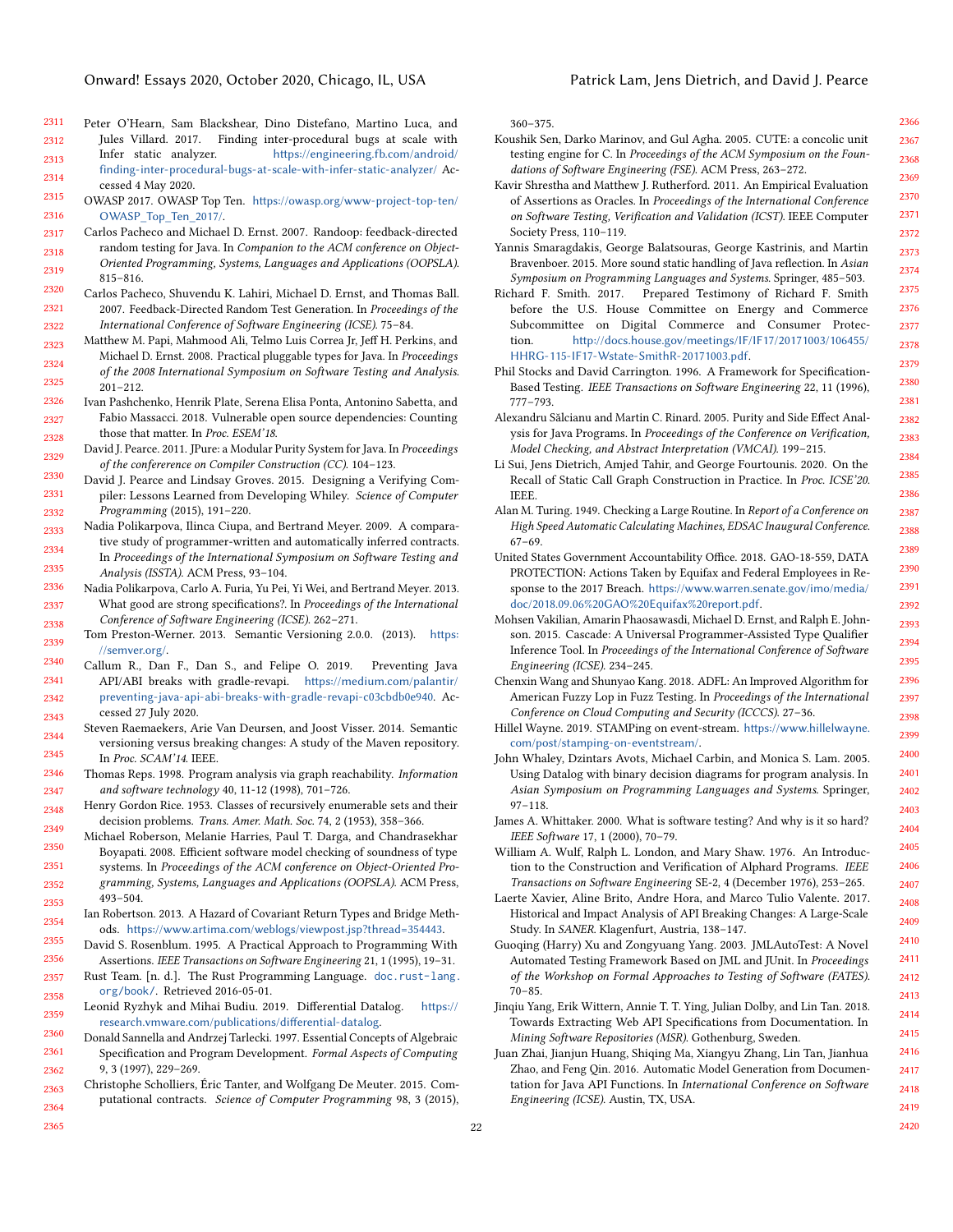Peter O'Hearn, Sam Blackshear, Dino Distefano, Martino Luca, and Jules Villard. 2017. Finding inter-procedural bugs at scale with Infer static analyzer. https://engineering.fb.com/android/finding-inter-procedural-bugs-at-scale-with-infer-static-analyzer/ Accessed 4 May 2020.

OWASP 2017. OWASP Top Ten. https://owasp.org/www-project-top-ten/OWASP_Top_Ten_2017/.

Carlos Pacheco and Michael D. Ernst. 2007. Randoop: feedback-directed random testing for Java. In *Companion to the ACM conference on Object-Oriented Programming, Systems, Languages and Applications (OOPSLA)*. 815–816.

Carlos Pacheco, Shuvendu K. Lahiri, Michael D. Ernst, and Thomas Ball. 2007. Feedback-Directed Random Test Generation. In *Proceedings of the International Conference of Software Engineering (ICSE)*. 75–84.

Matthew M. Papi, Mahmood Ali, Telmo Luis Correa Jr, Jeff H. Perkins, and Michael D. Ernst. 2008. Practical pluggable types for Java. In *Proceedings of the 2008 International Symposium on Software Testing and Analysis*. 201–212.

Ivan Pashchenko, Henrik Plate, Serena Elisa Ponta, Antonino Sabetta, and Fabio Massacci. 2018. Vulnerable open source dependencies: Counting those that matter. In *Proc. ESEM'18*.

David J. Pearce. 2011. JPure: a Modular Purity System for Java. In *Proceedings of the confererence on Compiler Construction (CC)*. 104–123.

David J. Pearce and Lindsay Groves. 2015. Designing a Verifying Compiler: Lessons Learned from Developing Whiley. *Science of Computer Programming* (2015), 191–220.

Nadia Polikarpova, Ilinca Ciupa, and Bertrand Meyer. 2009. A comparative study of programmer-written and automatically inferred contracts. In *Proceedings of the International Symposium on Software Testing and Analysis (ISSTA)*. ACM Press, 93–104.

Nadia Polikarpova, Carlo A. Furia, Yu Pei, Yi Wei, and Bertrand Meyer. 2013. What good are strong specifications?. In *Proceedings of the International Conference of Software Engineering (ICSE)*. 262–271.

Tom Preston-Werner. 2013. Semantic Versioning 2.0.0. (2013). https://semver.org/.

Callum R., Dan F., Dan S., and Felipe O. 2019. Preventing Java API/ABI breaks with gradle-revapi. https://medium.com/palantir/preventing-java-api-abi-breaks-with-gradle-revapi-c03cbdb0e940. Accessed 27 July 2020.

Steven Raemaekers, Arie Van Deursen, and Joost Visser. 2014. Semantic versioning versus breaking changes: A study of the Maven repository. In *Proc. SCAM'14*. IEEE.

Thomas Reps. 1998. Program analysis via graph reachability. *Information and software technology* 40, 11-12 (1998), 701–726.

Henry Gordon Rice. 1953. Classes of recursively enumerable sets and their decision problems. *Trans. Amer. Math. Soc.* 74, 2 (1953), 358–366.

Michael Roberson, Melanie Harries, Paul T. Darga, and Chandrasekhar Boyapati. 2008. Efficient software model checking of soundness of type systems. In *Proceedings of the ACM conference on Object-Oriented Programming, Systems, Languages and Applications (OOPSLA)*. ACM Press, 493–504.

Ian Robertson. 2013. A Hazard of Covariant Return Types and Bridge Methods. https://www.artima.com/weblogs/viewpost.jsp?thread=354443.

David S. Rosenblum. 1995. A Practical Approach to Programming With Assertions. *IEEE Transactions on Software Engineering* 21, 1 (1995), 19–31.

Rust Team. [n. d.]. The Rust Programming Language. `doc.rust-lang.org/book/`. Retrieved 2016-05-01.

Leonid Ryzhyk and Mihai Budiu. 2019. Differential Datalog. https://research.vmware.com/publications/differential-datalog.

Donald Sannella and Andrzej Tarlecki. 1997. Essential Concepts of Algebraic Specification and Program Development. *Formal Aspects of Computing* 9, 3 (1997), 229–269.

Christophe Scholliers, Éric Tanter, and Wolfgang De Meuter. 2015. Computational contracts. *Science of Computer Programming* 98, 3 (2015), 360–375.

Koushik Sen, Darko Marinov, and Gul Agha. 2005. CUTE: a concolic unit testing engine for C. In *Proceedings of the ACM Symposium on the Foundations of Software Engineering (FSE)*. ACM Press, 263–272.

Kavir Shrestha and Matthew J. Rutherford. 2011. An Empirical Evaluation of Assertions as Oracles. In *Proceedings of the International Conference on Software Testing, Verification and Validation (ICST)*. IEEE Computer Society Press, 110–119.

Yannis Smaragdakis, George Balatsouras, George Kastrinis, and Martin Bravenboer. 2015. More sound static handling of Java reflection. In *Asian Symposium on Programming Languages and Systems*. Springer, 485–503.

Richard F. Smith. 2017. Prepared Testimony of Richard F. Smith before the U.S. House Committee on Energy and Commerce Subcommittee on Digital Commerce and Consumer Protection. http://docs.house.gov/meetings/IF/IF17/20171003/106455/HHRG-115-IF17-Wstate-SmithR-20171003.pdf.

Phil Stocks and David Carrington. 1996. A Framework for Specification-Based Testing. *IEEE Transactions on Software Engineering* 22, 11 (1996), 777–793.

Alexandru Sălcianu and Martin C. Rinard. 2005. Purity and Side Effect Analysis for Java Programs. In *Proceedings of the Conference on Verification, Model Checking, and Abstract Interpretation (VMCAI)*. 199–215.

Li Sui, Jens Dietrich, Amjed Tahir, and George Fourtounis. 2020. On the Recall of Static Call Graph Construction in Practice. In *Proc. ICSE'20*. IEEE.

Alan M. Turing. 1949. Checking a Large Routine. In *Report of a Conference on High Speed Automatic Calculating Machines, EDSAC Inaugural Conference*. 67–69.

United States Government Accountability Office. 2018. GAO-18-559, DATA PROTECTION: Actions Taken by Equifax and Federal Employees in Response to the 2017 Breach. https://www.warren.senate.gov/imo/media/doc/2018.09.06%20GAO%20Equifax%20report.pdf.

Mohsen Vakilian, Amarin Phaosawasdi, Michael D. Ernst, and Ralph E. Johnson. 2015. Cascade: A Universal Programmer-Assisted Type Qualifier Inference Tool. In *Proceedings of the International Conference of Software Engineering (ICSE)*. 234–245.

Chenxin Wang and Shunyao Kang. 2018. ADFL: An Improved Algorithm for American Fuzzy Lop in Fuzz Testing. In *Proceedings of the International Conference on Cloud Computing and Security (ICCCS)*. 27–36.

Hillel Wayne. 2019. STAMPing on event-stream. https://www.hillelwayne.com/post/stamping-on-eventstream/.

John Whaley, Dzintars Avots, Michael Carbin, and Monica S. Lam. 2005. Using Datalog with binary decision diagrams for program analysis. In *Asian Symposium on Programming Languages and Systems*. Springer, 97–118.

James A. Whittaker. 2000. What is software testing? And why is it so hard? *IEEE Software* 17, 1 (2000), 70–79.

William A. Wulf, Ralph L. London, and Mary Shaw. 1976. An Introduction to the Construction and Verification of Alphard Programs. *IEEE Transactions on Software Engineering* SE-2, 4 (December 1976), 253–265.

Laerte Xavier, Aline Brito, Andre Hora, and Marco Tulio Valente. 2017. Historical and Impact Analysis of API Breaking Changes: A Large-Scale Study. In *SANER*. Klagenfurt, Austria, 138–147.

Guoqing (Harry) Xu and Zongyuang Yang. 2003. JMLAutoTest: A Novel Automated Testing Framework Based on JML and JUnit. In *Proceedings of the Workshop on Formal Approaches to Testing of Software (FATES)*. 70–85.

Jinqiu Yang, Erik Wittern, Annie T. T. Ying, Julian Dolby, and Lin Tan. 2018. Towards Extracting Web API Specifications from Documentation. In *Mining Software Repositories (MSR)*. Gothenburg, Sweden.

Juan Zhai, Jianjun Huang, Shiqing Ma, Xiangyu Zhang, Lin Tan, Jianhua Zhao, and Feng Qin. 2016. Automatic Model Generation from Documentation for Java API Functions. In *International Conference on Software Engineering (ICSE)*. Austin, TX, USA.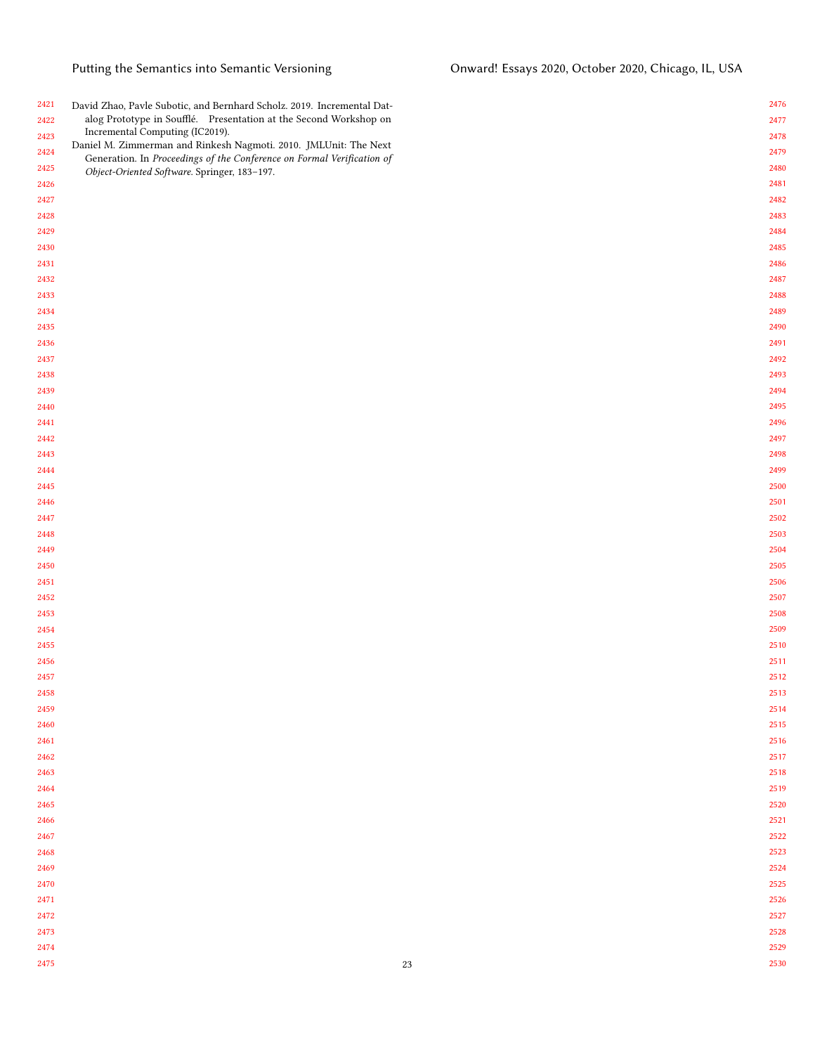David Zhao, Pavle Subotic, and Bernhard Scholz. 2019. Incremental Datalog Prototype in Soufflé. Presentation at the Second Workshop on Incremental Computing (IC2019).

Daniel M. Zimmerman and Rinkesh Nagmoti. 2010. JMLUnit: The Next Generation. In *Proceedings of the Conference on Formal Verification of Object-Oriented Software*. Springer, 183–197.